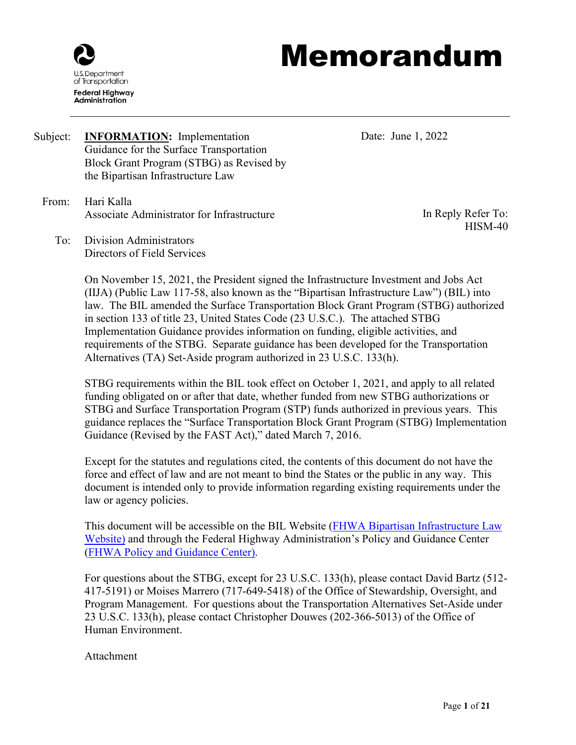U.S. Department of Transportation
Federal Highway Administration

# Memorandum

Subject: **INFORMATION:** Implementation Guidance for the Surface Transportation Block Grant Program (STBG) as Revised by the Bipartisan Infrastructure Law

Date: June 1, 2022

From: Hari Kalla
Associate Administrator for Infrastructure

In Reply Refer To: HISM-40

To: Division Administrators
Directors of Field Services

On November 15, 2021, the President signed the Infrastructure Investment and Jobs Act (IIJA) (Public Law 117-58, also known as the "Bipartisan Infrastructure Law") (BIL) into law. The BIL amended the Surface Transportation Block Grant Program (STBG) authorized in section 133 of title 23, United States Code (23 U.S.C.). The attached STBG Implementation Guidance provides information on funding, eligible activities, and requirements of the STBG. Separate guidance has been developed for the Transportation Alternatives (TA) Set-Aside program authorized in 23 U.S.C. 133(h).

STBG requirements within the BIL took effect on October 1, 2021, and apply to all related funding obligated on or after that date, whether funded from new STBG authorizations or STBG and Surface Transportation Program (STP) funds authorized in previous years. This guidance replaces the "Surface Transportation Block Grant Program (STBG) Implementation Guidance (Revised by the FAST Act)," dated March 7, 2016.

Except for the statutes and regulations cited, the contents of this document do not have the force and effect of law and are not meant to bind the States or the public in any way. This document is intended only to provide information regarding existing requirements under the law or agency policies.

This document will be accessible on the BIL Website (FHWA Bipartisan Infrastructure Law Website) and through the Federal Highway Administration's Policy and Guidance Center (FHWA Policy and Guidance Center).

For questions about the STBG, except for 23 U.S.C. 133(h), please contact David Bartz (512-417-5191) or Moises Marrero (717-649-5418) of the Office of Stewardship, Oversight, and Program Management. For questions about the Transportation Alternatives Set-Aside under 23 U.S.C. 133(h), please contact Christopher Douwes (202-366-5013) of the Office of Human Environment.

Attachment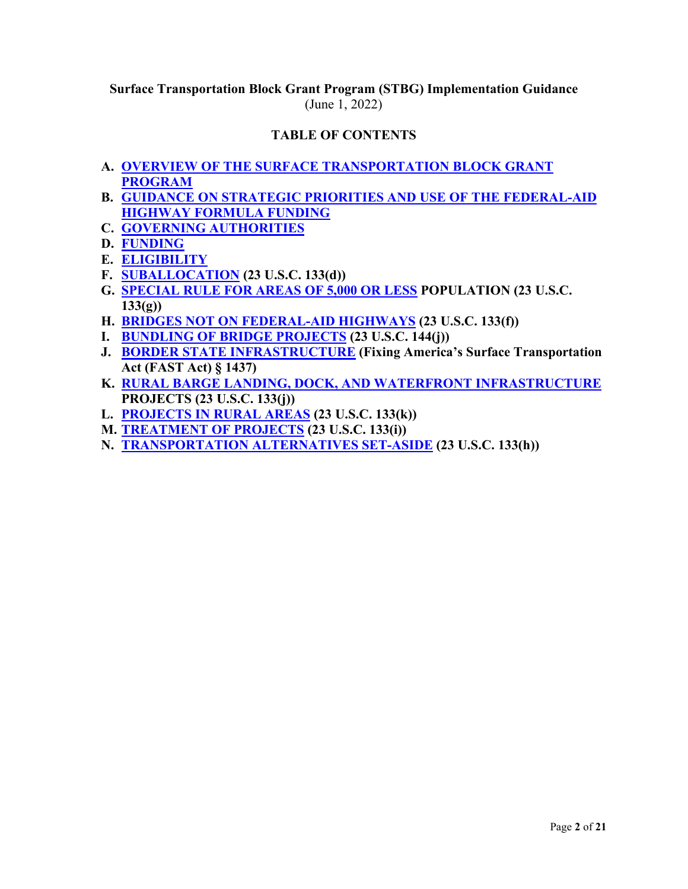**Surface Transportation Block Grant Program (STBG) Implementation Guidance**
(June 1, 2022)

## TABLE OF CONTENTS

- **A. OVERVIEW OF THE SURFACE TRANSPORTATION BLOCK GRANT PROGRAM**
- **B. GUIDANCE ON STRATEGIC PRIORITIES AND USE OF THE FEDERAL-AID HIGHWAY FORMULA FUNDING**
- **C. GOVERNING AUTHORITIES**
- **D. FUNDING**
- **E. ELIGIBILITY**
- **F. SUBALLOCATION (23 U.S.C. 133(d))**
- **G. SPECIAL RULE FOR AREAS OF 5,000 OR LESS POPULATION (23 U.S.C. 133(g))**
- **H. BRIDGES NOT ON FEDERAL-AID HIGHWAYS (23 U.S.C. 133(f))**
- **I. BUNDLING OF BRIDGE PROJECTS (23 U.S.C. 144(j))**
- **J. BORDER STATE INFRASTRUCTURE (Fixing America's Surface Transportation Act (FAST Act) § 1437)**
- **K. RURAL BARGE LANDING, DOCK, AND WATERFRONT INFRASTRUCTURE PROJECTS (23 U.S.C. 133(j))**
- **L. PROJECTS IN RURAL AREAS (23 U.S.C. 133(k))**
- **M. TREATMENT OF PROJECTS (23 U.S.C. 133(i))**
- **N. TRANSPORTATION ALTERNATIVES SET-ASIDE (23 U.S.C. 133(h))**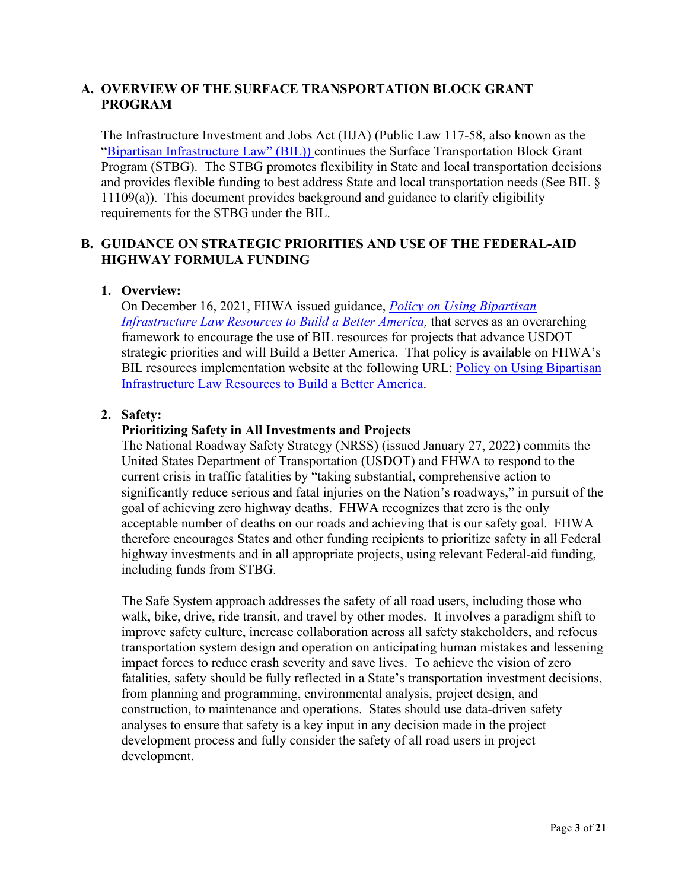## A. OVERVIEW OF THE SURFACE TRANSPORTATION BLOCK GRANT PROGRAM

The Infrastructure Investment and Jobs Act (IIJA) (Public Law 117-58, also known as the "Bipartisan Infrastructure Law" (BIL)) continues the Surface Transportation Block Grant Program (STBG). The STBG promotes flexibility in State and local transportation decisions and provides flexible funding to best address State and local transportation needs (See BIL § 11109(a)). This document provides background and guidance to clarify eligibility requirements for the STBG under the BIL.

## B. GUIDANCE ON STRATEGIC PRIORITIES AND USE OF THE FEDERAL-AID HIGHWAY FORMULA FUNDING

### 1. Overview:

On December 16, 2021, FHWA issued guidance, *Policy on Using Bipartisan Infrastructure Law Resources to Build a Better America*, that serves as an overarching framework to encourage the use of BIL resources for projects that advance USDOT strategic priorities and will Build a Better America. That policy is available on FHWA's BIL resources implementation website at the following URL: Policy on Using Bipartisan Infrastructure Law Resources to Build a Better America.

### 2. Safety:

**Prioritizing Safety in All Investments and Projects**

The National Roadway Safety Strategy (NRSS) (issued January 27, 2022) commits the United States Department of Transportation (USDOT) and FHWA to respond to the current crisis in traffic fatalities by "taking substantial, comprehensive action to significantly reduce serious and fatal injuries on the Nation's roadways," in pursuit of the goal of achieving zero highway deaths. FHWA recognizes that zero is the only acceptable number of deaths on our roads and achieving that is our safety goal. FHWA therefore encourages States and other funding recipients to prioritize safety in all Federal highway investments and in all appropriate projects, using relevant Federal-aid funding, including funds from STBG.

The Safe System approach addresses the safety of all road users, including those who walk, bike, drive, ride transit, and travel by other modes. It involves a paradigm shift to improve safety culture, increase collaboration across all safety stakeholders, and refocus transportation system design and operation on anticipating human mistakes and lessening impact forces to reduce crash severity and save lives. To achieve the vision of zero fatalities, safety should be fully reflected in a State's transportation investment decisions, from planning and programming, environmental analysis, project design, and construction, to maintenance and operations. States should use data-driven safety analyses to ensure that safety is a key input in any decision made in the project development process and fully consider the safety of all road users in project development.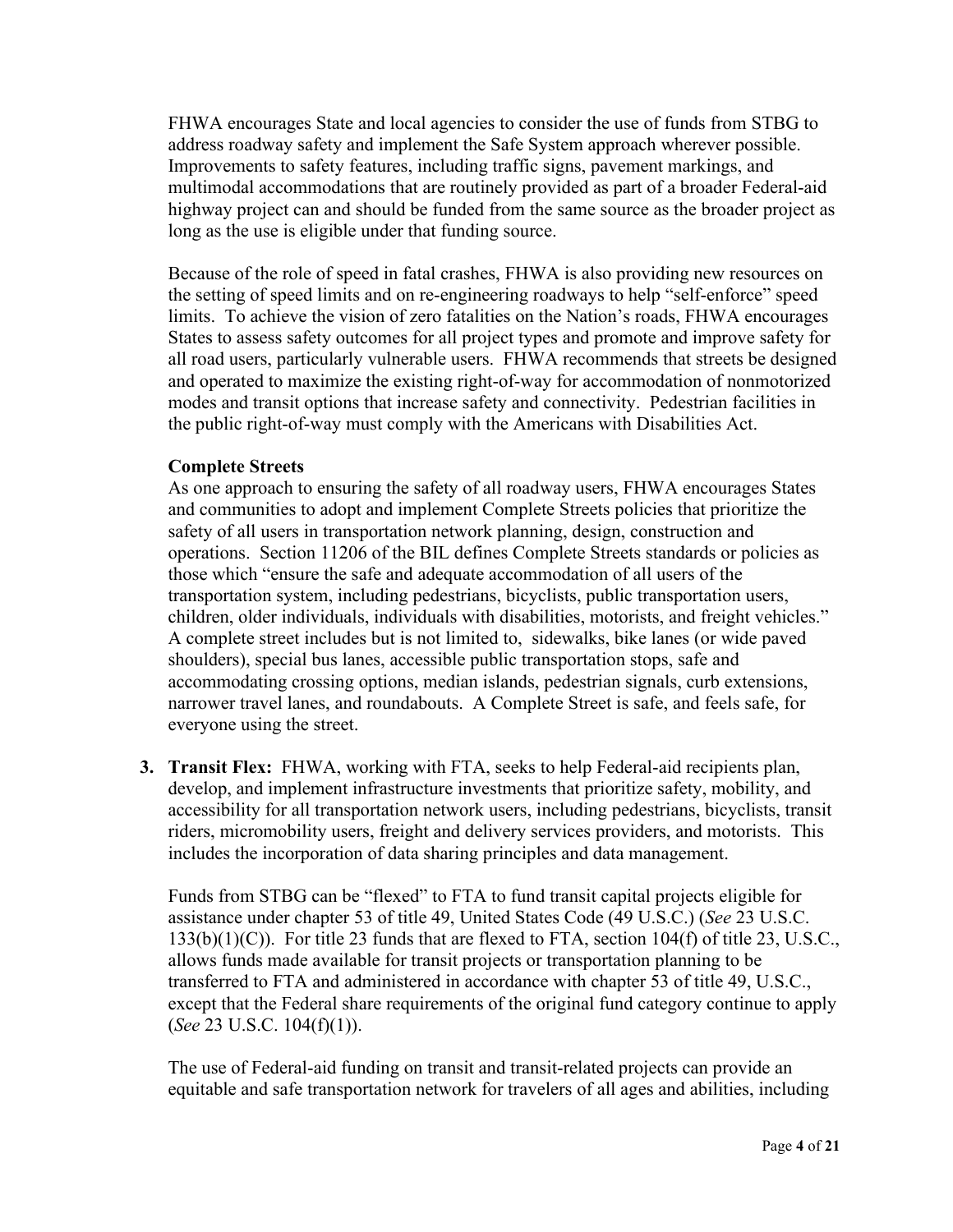FHWA encourages State and local agencies to consider the use of funds from STBG to address roadway safety and implement the Safe System approach wherever possible. Improvements to safety features, including traffic signs, pavement markings, and multimodal accommodations that are routinely provided as part of a broader Federal-aid highway project can and should be funded from the same source as the broader project as long as the use is eligible under that funding source.

Because of the role of speed in fatal crashes, FHWA is also providing new resources on the setting of speed limits and on re-engineering roadways to help "self-enforce" speed limits. To achieve the vision of zero fatalities on the Nation's roads, FHWA encourages States to assess safety outcomes for all project types and promote and improve safety for all road users, particularly vulnerable users. FHWA recommends that streets be designed and operated to maximize the existing right-of-way for accommodation of nonmotorized modes and transit options that increase safety and connectivity. Pedestrian facilities in the public right-of-way must comply with the Americans with Disabilities Act.

**Complete Streets**

As one approach to ensuring the safety of all roadway users, FHWA encourages States and communities to adopt and implement Complete Streets policies that prioritize the safety of all users in transportation network planning, design, construction and operations. Section 11206 of the BIL defines Complete Streets standards or policies as those which "ensure the safe and adequate accommodation of all users of the transportation system, including pedestrians, bicyclists, public transportation users, children, older individuals, individuals with disabilities, motorists, and freight vehicles." A complete street includes but is not limited to, sidewalks, bike lanes (or wide paved shoulders), special bus lanes, accessible public transportation stops, safe and accommodating crossing options, median islands, pedestrian signals, curb extensions, narrower travel lanes, and roundabouts. A Complete Street is safe, and feels safe, for everyone using the street.

3. **Transit Flex:** FHWA, working with FTA, seeks to help Federal-aid recipients plan, develop, and implement infrastructure investments that prioritize safety, mobility, and accessibility for all transportation network users, including pedestrians, bicyclists, transit riders, micromobility users, freight and delivery services providers, and motorists. This includes the incorporation of data sharing principles and data management.

   Funds from STBG can be "flexed" to FTA to fund transit capital projects eligible for assistance under chapter 53 of title 49, United States Code (49 U.S.C.) (*See* 23 U.S.C. 133(b)(1)(C)). For title 23 funds that are flexed to FTA, section 104(f) of title 23, U.S.C., allows funds made available for transit projects or transportation planning to be transferred to FTA and administered in accordance with chapter 53 of title 49, U.S.C., except that the Federal share requirements of the original fund category continue to apply (*See* 23 U.S.C. 104(f)(1)).

   The use of Federal-aid funding on transit and transit-related projects can provide an equitable and safe transportation network for travelers of all ages and abilities, including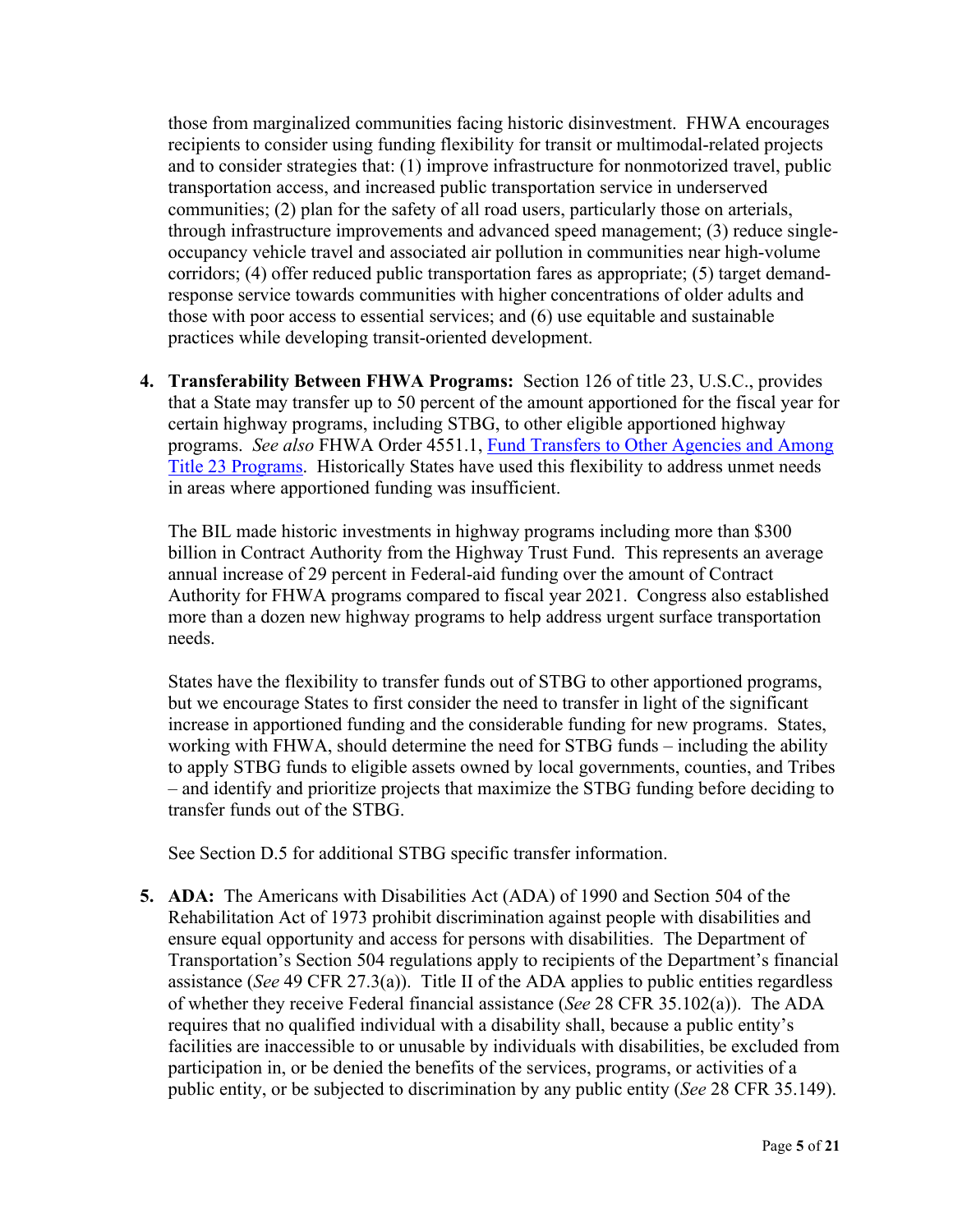those from marginalized communities facing historic disinvestment. FHWA encourages recipients to consider using funding flexibility for transit or multimodal-related projects and to consider strategies that: (1) improve infrastructure for nonmotorized travel, public transportation access, and increased public transportation service in underserved communities; (2) plan for the safety of all road users, particularly those on arterials, through infrastructure improvements and advanced speed management; (3) reduce single-occupancy vehicle travel and associated air pollution in communities near high-volume corridors; (4) offer reduced public transportation fares as appropriate; (5) target demand-response service towards communities with higher concentrations of older adults and those with poor access to essential services; and (6) use equitable and sustainable practices while developing transit-oriented development.

4. **Transferability Between FHWA Programs:** Section 126 of title 23, U.S.C., provides that a State may transfer up to 50 percent of the amount apportioned for the fiscal year for certain highway programs, including STBG, to other eligible apportioned highway programs. *See also* FHWA Order 4551.1, Fund Transfers to Other Agencies and Among Title 23 Programs. Historically States have used this flexibility to address unmet needs in areas where apportioned funding was insufficient.

   The BIL made historic investments in highway programs including more than $300 billion in Contract Authority from the Highway Trust Fund. This represents an average annual increase of 29 percent in Federal-aid funding over the amount of Contract Authority for FHWA programs compared to fiscal year 2021. Congress also established more than a dozen new highway programs to help address urgent surface transportation needs.

   States have the flexibility to transfer funds out of STBG to other apportioned programs, but we encourage States to first consider the need to transfer in light of the significant increase in apportioned funding and the considerable funding for new programs. States, working with FHWA, should determine the need for STBG funds – including the ability to apply STBG funds to eligible assets owned by local governments, counties, and Tribes – and identify and prioritize projects that maximize the STBG funding before deciding to transfer funds out of the STBG.

   See Section D.5 for additional STBG specific transfer information.

5. **ADA:** The Americans with Disabilities Act (ADA) of 1990 and Section 504 of the Rehabilitation Act of 1973 prohibit discrimination against people with disabilities and ensure equal opportunity and access for persons with disabilities. The Department of Transportation's Section 504 regulations apply to recipients of the Department's financial assistance (*See* 49 CFR 27.3(a)). Title II of the ADA applies to public entities regardless of whether they receive Federal financial assistance (*See* 28 CFR 35.102(a)). The ADA requires that no qualified individual with a disability shall, because a public entity's facilities are inaccessible to or unusable by individuals with disabilities, be excluded from participation in, or be denied the benefits of the services, programs, or activities of a public entity, or be subjected to discrimination by any public entity (*See* 28 CFR 35.149).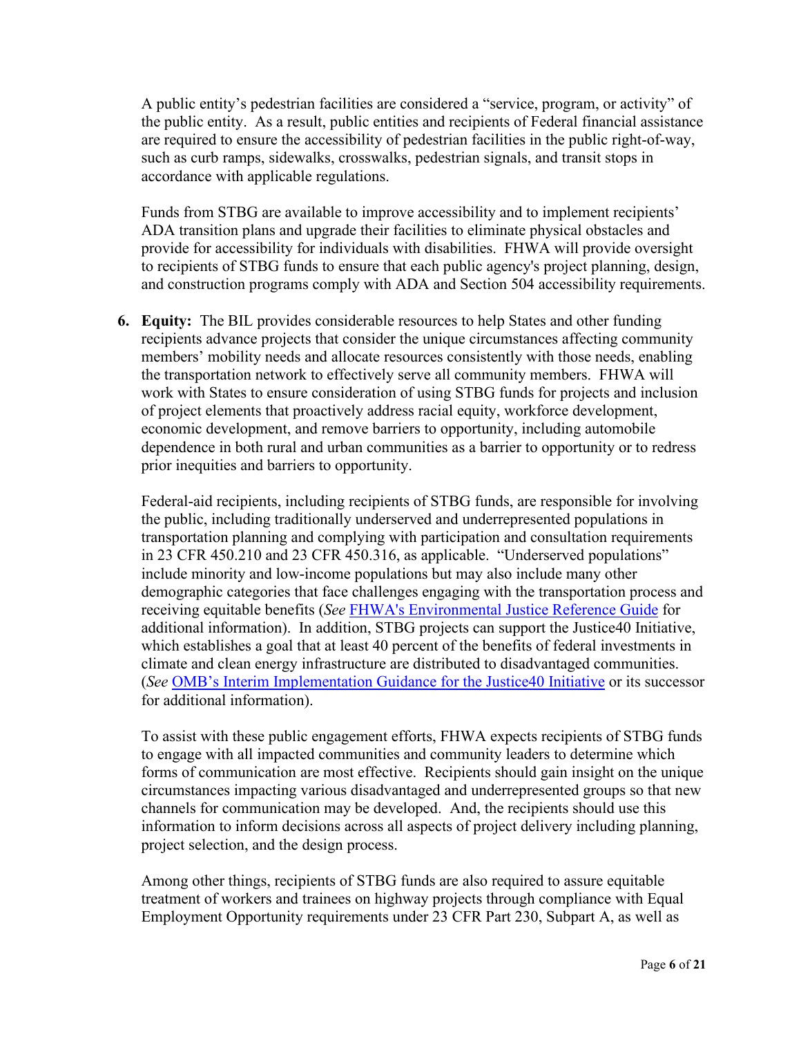A public entity's pedestrian facilities are considered a "service, program, or activity" of the public entity. As a result, public entities and recipients of Federal financial assistance are required to ensure the accessibility of pedestrian facilities in the public right-of-way, such as curb ramps, sidewalks, crosswalks, pedestrian signals, and transit stops in accordance with applicable regulations.

Funds from STBG are available to improve accessibility and to implement recipients' ADA transition plans and upgrade their facilities to eliminate physical obstacles and provide for accessibility for individuals with disabilities. FHWA will provide oversight to recipients of STBG funds to ensure that each public agency's project planning, design, and construction programs comply with ADA and Section 504 accessibility requirements.

6. **Equity:** The BIL provides considerable resources to help States and other funding recipients advance projects that consider the unique circumstances affecting community members' mobility needs and allocate resources consistently with those needs, enabling the transportation network to effectively serve all community members. FHWA will work with States to ensure consideration of using STBG funds for projects and inclusion of project elements that proactively address racial equity, workforce development, economic development, and remove barriers to opportunity, including automobile dependence in both rural and urban communities as a barrier to opportunity or to redress prior inequities and barriers to opportunity.

   Federal-aid recipients, including recipients of STBG funds, are responsible for involving the public, including traditionally underserved and underrepresented populations in transportation planning and complying with participation and consultation requirements in 23 CFR 450.210 and 23 CFR 450.316, as applicable. "Underserved populations" include minority and low-income populations but may also include many other demographic categories that face challenges engaging with the transportation process and receiving equitable benefits (*See* FHWA's Environmental Justice Reference Guide for additional information). In addition, STBG projects can support the Justice40 Initiative, which establishes a goal that at least 40 percent of the benefits of federal investments in climate and clean energy infrastructure are distributed to disadvantaged communities. (*See* OMB's Interim Implementation Guidance for the Justice40 Initiative or its successor for additional information).

   To assist with these public engagement efforts, FHWA expects recipients of STBG funds to engage with all impacted communities and community leaders to determine which forms of communication are most effective. Recipients should gain insight on the unique circumstances impacting various disadvantaged and underrepresented groups so that new channels for communication may be developed. And, the recipients should use this information to inform decisions across all aspects of project delivery including planning, project selection, and the design process.

   Among other things, recipients of STBG funds are also required to assure equitable treatment of workers and trainees on highway projects through compliance with Equal Employment Opportunity requirements under 23 CFR Part 230, Subpart A, as well as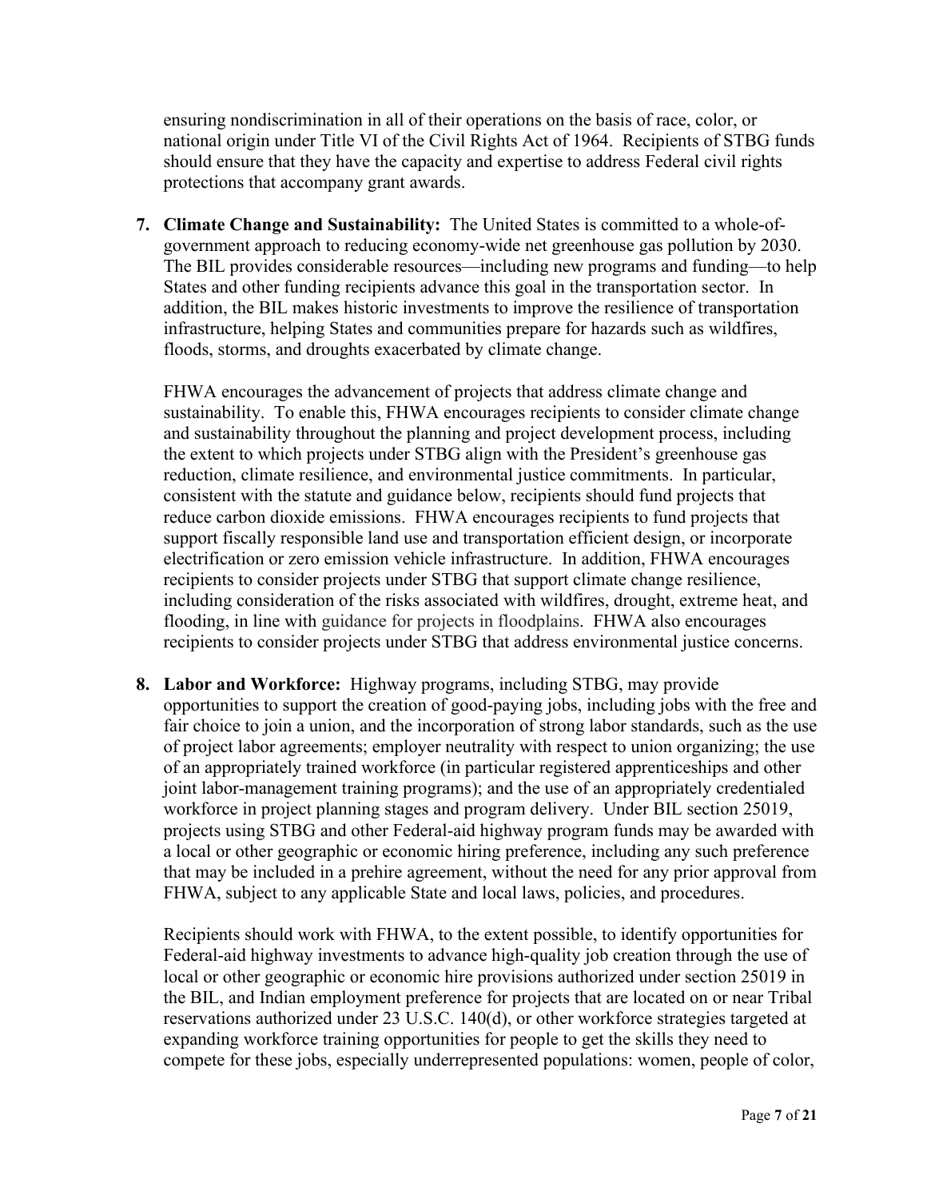ensuring nondiscrimination in all of their operations on the basis of race, color, or national origin under Title VI of the Civil Rights Act of 1964. Recipients of STBG funds should ensure that they have the capacity and expertise to address Federal civil rights protections that accompany grant awards.

7. **Climate Change and Sustainability:** The United States is committed to a whole-of-government approach to reducing economy-wide net greenhouse gas pollution by 2030. The BIL provides considerable resources—including new programs and funding—to help States and other funding recipients advance this goal in the transportation sector. In addition, the BIL makes historic investments to improve the resilience of transportation infrastructure, helping States and communities prepare for hazards such as wildfires, floods, storms, and droughts exacerbated by climate change.

   FHWA encourages the advancement of projects that address climate change and sustainability. To enable this, FHWA encourages recipients to consider climate change and sustainability throughout the planning and project development process, including the extent to which projects under STBG align with the President's greenhouse gas reduction, climate resilience, and environmental justice commitments. In particular, consistent with the statute and guidance below, recipients should fund projects that reduce carbon dioxide emissions. FHWA encourages recipients to fund projects that support fiscally responsible land use and transportation efficient design, or incorporate electrification or zero emission vehicle infrastructure. In addition, FHWA encourages recipients to consider projects under STBG that support climate change resilience, including consideration of the risks associated with wildfires, drought, extreme heat, and flooding, in line with guidance for projects in floodplains. FHWA also encourages recipients to consider projects under STBG that address environmental justice concerns.

8. **Labor and Workforce:** Highway programs, including STBG, may provide opportunities to support the creation of good-paying jobs, including jobs with the free and fair choice to join a union, and the incorporation of strong labor standards, such as the use of project labor agreements; employer neutrality with respect to union organizing; the use of an appropriately trained workforce (in particular registered apprenticeships and other joint labor-management training programs); and the use of an appropriately credentialed workforce in project planning stages and program delivery. Under BIL section 25019, projects using STBG and other Federal-aid highway program funds may be awarded with a local or other geographic or economic hiring preference, including any such preference that may be included in a prehire agreement, without the need for any prior approval from FHWA, subject to any applicable State and local laws, policies, and procedures.

   Recipients should work with FHWA, to the extent possible, to identify opportunities for Federal-aid highway investments to advance high-quality job creation through the use of local or other geographic or economic hire provisions authorized under section 25019 in the BIL, and Indian employment preference for projects that are located on or near Tribal reservations authorized under 23 U.S.C. 140(d), or other workforce strategies targeted at expanding workforce training opportunities for people to get the skills they need to compete for these jobs, especially underrepresented populations: women, people of color,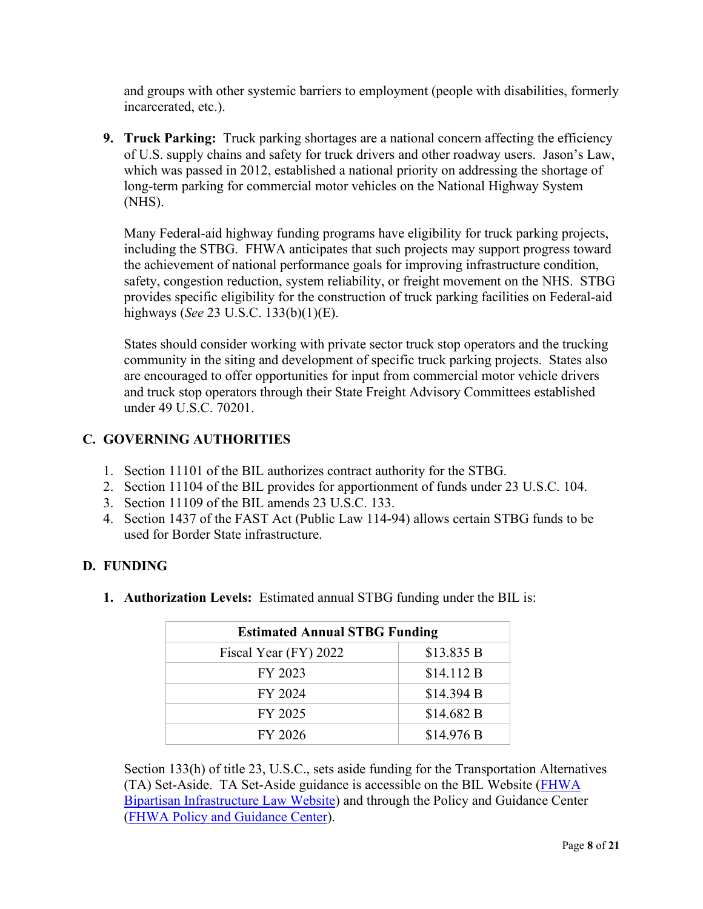and groups with other systemic barriers to employment (people with disabilities, formerly incarcerated, etc.).

9. **Truck Parking:** Truck parking shortages are a national concern affecting the efficiency of U.S. supply chains and safety for truck drivers and other roadway users. Jason's Law, which was passed in 2012, established a national priority on addressing the shortage of long-term parking for commercial motor vehicles on the National Highway System (NHS).

   Many Federal-aid highway funding programs have eligibility for truck parking projects, including the STBG. FHWA anticipates that such projects may support progress toward the achievement of national performance goals for improving infrastructure condition, safety, congestion reduction, system reliability, or freight movement on the NHS. STBG provides specific eligibility for the construction of truck parking facilities on Federal-aid highways (*See* 23 U.S.C. 133(b)(1)(E).

   States should consider working with private sector truck stop operators and the trucking community in the siting and development of specific truck parking projects. States also are encouraged to offer opportunities for input from commercial motor vehicle drivers and truck stop operators through their State Freight Advisory Committees established under 49 U.S.C. 70201.

## C. GOVERNING AUTHORITIES

1. Section 11101 of the BIL authorizes contract authority for the STBG.
2. Section 11104 of the BIL provides for apportionment of funds under 23 U.S.C. 104.
3. Section 11109 of the BIL amends 23 U.S.C. 133.
4. Section 1437 of the FAST Act (Public Law 114-94) allows certain STBG funds to be used for Border State infrastructure.

## D. FUNDING

1. **Authorization Levels:** Estimated annual STBG funding under the BIL is:

| Estimated Annual STBG Funding | |
|---|---|
| Fiscal Year (FY) 2022 | $13.835 B |
| FY 2023 | $14.112 B |
| FY 2024 | $14.394 B |
| FY 2025 | $14.682 B |
| FY 2026 | $14.976 B |

   Section 133(h) of title 23, U.S.C., sets aside funding for the Transportation Alternatives (TA) Set-Aside. TA Set-Aside guidance is accessible on the BIL Website (FHWA Bipartisan Infrastructure Law Website) and through the Policy and Guidance Center (FHWA Policy and Guidance Center).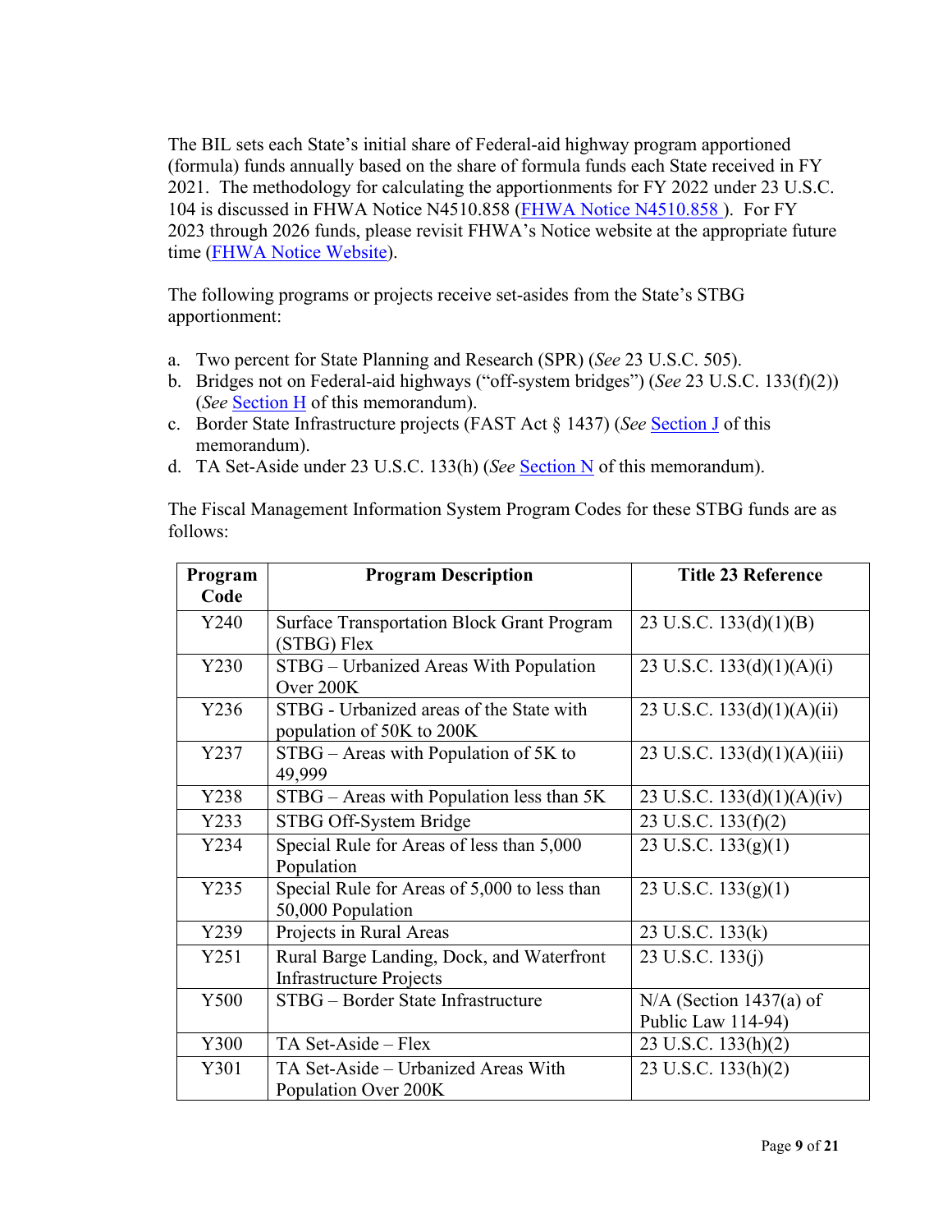The BIL sets each State's initial share of Federal-aid highway program apportioned (formula) funds annually based on the share of formula funds each State received in FY 2021. The methodology for calculating the apportionments for FY 2022 under 23 U.S.C. 104 is discussed in FHWA Notice N4510.858 ([FHWA Notice N4510.858](#) ). For FY 2023 through 2026 funds, please revisit FHWA's Notice website at the appropriate future time ([FHWA Notice Website](#)).

The following programs or projects receive set-asides from the State's STBG apportionment:

a. Two percent for State Planning and Research (SPR) (*See* 23 U.S.C. 505).
b. Bridges not on Federal-aid highways ("off-system bridges") (*See* 23 U.S.C. 133(f)(2)) (*See* [Section H](#) of this memorandum).
c. Border State Infrastructure projects (FAST Act § 1437) (*See* [Section J](#) of this memorandum).
d. TA Set-Aside under 23 U.S.C. 133(h) (*See* [Section N](#) of this memorandum).

The Fiscal Management Information System Program Codes for these STBG funds are as follows:

| Program Code | Program Description | Title 23 Reference |
|---|---|---|
| Y240 | Surface Transportation Block Grant Program (STBG) Flex | 23 U.S.C. 133(d)(1)(B) |
| Y230 | STBG – Urbanized Areas With Population Over 200K | 23 U.S.C. 133(d)(1)(A)(i) |
| Y236 | STBG - Urbanized areas of the State with population of 50K to 200K | 23 U.S.C. 133(d)(1)(A)(ii) |
| Y237 | STBG – Areas with Population of 5K to 49,999 | 23 U.S.C. 133(d)(1)(A)(iii) |
| Y238 | STBG – Areas with Population less than 5K | 23 U.S.C. 133(d)(1)(A)(iv) |
| Y233 | STBG Off-System Bridge | 23 U.S.C. 133(f)(2) |
| Y234 | Special Rule for Areas of less than 5,000 Population | 23 U.S.C. 133(g)(1) |
| Y235 | Special Rule for Areas of 5,000 to less than 50,000 Population | 23 U.S.C. 133(g)(1) |
| Y239 | Projects in Rural Areas | 23 U.S.C. 133(k) |
| Y251 | Rural Barge Landing, Dock, and Waterfront Infrastructure Projects | 23 U.S.C. 133(j) |
| Y500 | STBG – Border State Infrastructure | N/A (Section 1437(a) of Public Law 114-94) |
| Y300 | TA Set-Aside – Flex | 23 U.S.C. 133(h)(2) |
| Y301 | TA Set-Aside – Urbanized Areas With Population Over 200K | 23 U.S.C. 133(h)(2) |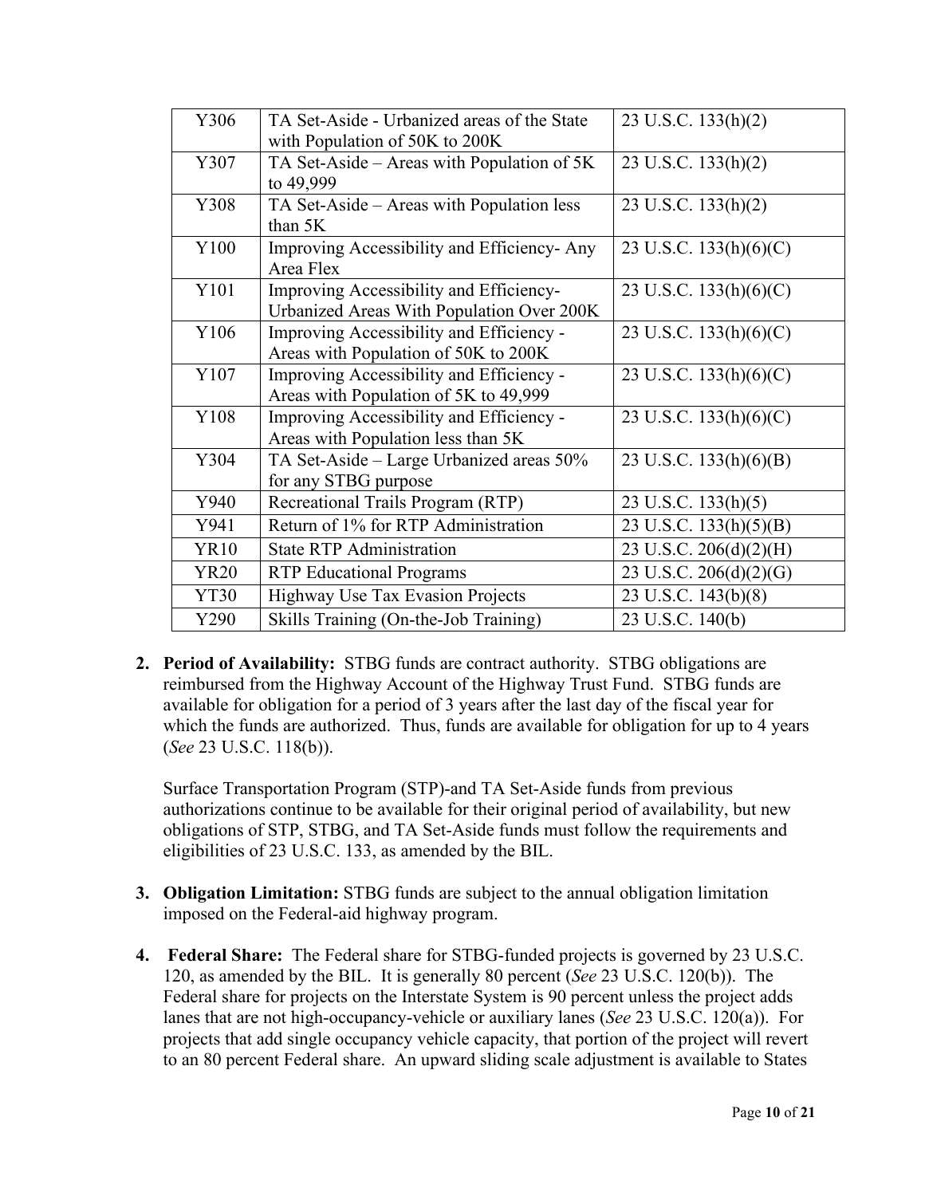| | | |
|---|---|---|
| Y306 | TA Set-Aside - Urbanized areas of the State with Population of 50K to 200K | 23 U.S.C. 133(h)(2) |
| Y307 | TA Set-Aside – Areas with Population of 5K to 49,999 | 23 U.S.C. 133(h)(2) |
| Y308 | TA Set-Aside – Areas with Population less than 5K | 23 U.S.C. 133(h)(2) |
| Y100 | Improving Accessibility and Efficiency- Any Area Flex | 23 U.S.C. 133(h)(6)(C) |
| Y101 | Improving Accessibility and Efficiency- Urbanized Areas With Population Over 200K | 23 U.S.C. 133(h)(6)(C) |
| Y106 | Improving Accessibility and Efficiency - Areas with Population of 50K to 200K | 23 U.S.C. 133(h)(6)(C) |
| Y107 | Improving Accessibility and Efficiency - Areas with Population of 5K to 49,999 | 23 U.S.C. 133(h)(6)(C) |
| Y108 | Improving Accessibility and Efficiency - Areas with Population less than 5K | 23 U.S.C. 133(h)(6)(C) |
| Y304 | TA Set-Aside – Large Urbanized areas 50% for any STBG purpose | 23 U.S.C. 133(h)(6)(B) |
| Y940 | Recreational Trails Program (RTP) | 23 U.S.C. 133(h)(5) |
| Y941 | Return of 1% for RTP Administration | 23 U.S.C. 133(h)(5)(B) |
| YR10 | State RTP Administration | 23 U.S.C. 206(d)(2)(H) |
| YR20 | RTP Educational Programs | 23 U.S.C. 206(d)(2)(G) |
| YT30 | Highway Use Tax Evasion Projects | 23 U.S.C. 143(b)(8) |
| Y290 | Skills Training (On-the-Job Training) | 23 U.S.C. 140(b) |

2. **Period of Availability:** STBG funds are contract authority. STBG obligations are reimbursed from the Highway Account of the Highway Trust Fund. STBG funds are available for obligation for a period of 3 years after the last day of the fiscal year for which the funds are authorized. Thus, funds are available for obligation for up to 4 years (*See* 23 U.S.C. 118(b)).

   Surface Transportation Program (STP)-and TA Set-Aside funds from previous authorizations continue to be available for their original period of availability, but new obligations of STP, STBG, and TA Set-Aside funds must follow the requirements and eligibilities of 23 U.S.C. 133, as amended by the BIL.

3. **Obligation Limitation:** STBG funds are subject to the annual obligation limitation imposed on the Federal-aid highway program.

4. **Federal Share:** The Federal share for STBG-funded projects is governed by 23 U.S.C. 120, as amended by the BIL. It is generally 80 percent (*See* 23 U.S.C. 120(b)). The Federal share for projects on the Interstate System is 90 percent unless the project adds lanes that are not high-occupancy-vehicle or auxiliary lanes (*See* 23 U.S.C. 120(a)). For projects that add single occupancy vehicle capacity, that portion of the project will revert to an 80 percent Federal share. An upward sliding scale adjustment is available to States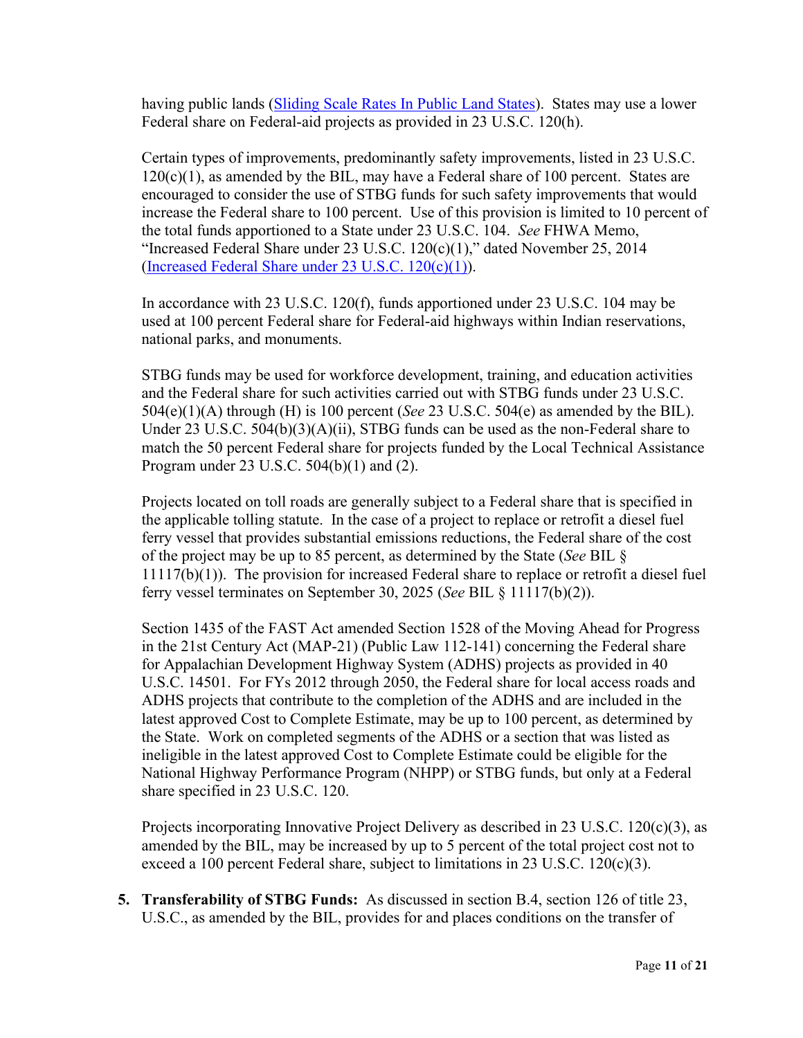having public lands ([Sliding Scale Rates In Public Land States](#)). States may use a lower Federal share on Federal-aid projects as provided in 23 U.S.C. 120(h).

Certain types of improvements, predominantly safety improvements, listed in 23 U.S.C. 120(c)(1), as amended by the BIL, may have a Federal share of 100 percent. States are encouraged to consider the use of STBG funds for such safety improvements that would increase the Federal share to 100 percent. Use of this provision is limited to 10 percent of the total funds apportioned to a State under 23 U.S.C. 104. *See* FHWA Memo, "Increased Federal Share under 23 U.S.C. 120(c)(1)," dated November 25, 2014 ([Increased Federal Share under 23 U.S.C. 120(c)(1)](#)).

In accordance with 23 U.S.C. 120(f), funds apportioned under 23 U.S.C. 104 may be used at 100 percent Federal share for Federal-aid highways within Indian reservations, national parks, and monuments.

STBG funds may be used for workforce development, training, and education activities and the Federal share for such activities carried out with STBG funds under 23 U.S.C. 504(e)(1)(A) through (H) is 100 percent (*See* 23 U.S.C. 504(e) as amended by the BIL). Under 23 U.S.C. 504(b)(3)(A)(ii), STBG funds can be used as the non-Federal share to match the 50 percent Federal share for projects funded by the Local Technical Assistance Program under 23 U.S.C. 504(b)(1) and (2).

Projects located on toll roads are generally subject to a Federal share that is specified in the applicable tolling statute. In the case of a project to replace or retrofit a diesel fuel ferry vessel that provides substantial emissions reductions, the Federal share of the cost of the project may be up to 85 percent, as determined by the State (*See* BIL § 11117(b)(1)). The provision for increased Federal share to replace or retrofit a diesel fuel ferry vessel terminates on September 30, 2025 (*See* BIL § 11117(b)(2)).

Section 1435 of the FAST Act amended Section 1528 of the Moving Ahead for Progress in the 21st Century Act (MAP-21) (Public Law 112-141) concerning the Federal share for Appalachian Development Highway System (ADHS) projects as provided in 40 U.S.C. 14501. For FYs 2012 through 2050, the Federal share for local access roads and ADHS projects that contribute to the completion of the ADHS and are included in the latest approved Cost to Complete Estimate, may be up to 100 percent, as determined by the State. Work on completed segments of the ADHS or a section that was listed as ineligible in the latest approved Cost to Complete Estimate could be eligible for the National Highway Performance Program (NHPP) or STBG funds, but only at a Federal share specified in 23 U.S.C. 120.

Projects incorporating Innovative Project Delivery as described in 23 U.S.C. 120(c)(3), as amended by the BIL, may be increased by up to 5 percent of the total project cost not to exceed a 100 percent Federal share, subject to limitations in 23 U.S.C. 120(c)(3).

5. **Transferability of STBG Funds:** As discussed in section B.4, section 126 of title 23, U.S.C., as amended by the BIL, provides for and places conditions on the transfer of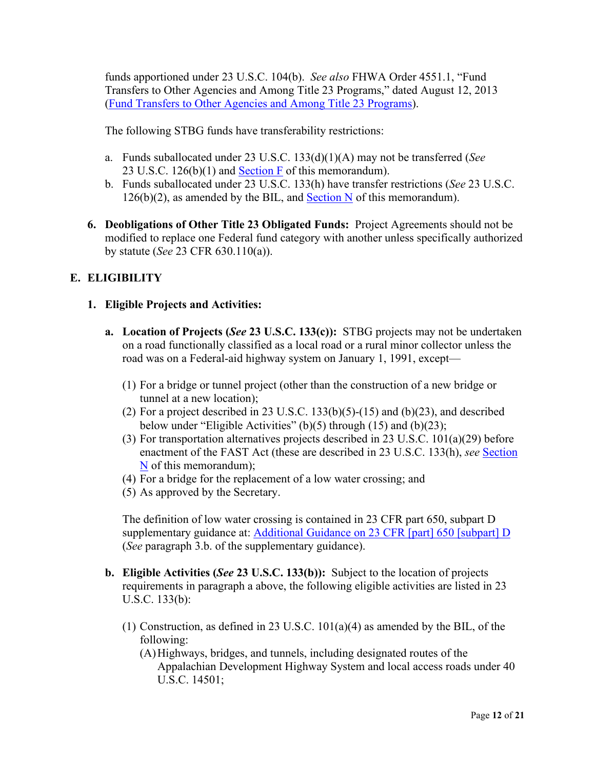funds apportioned under 23 U.S.C. 104(b). *See also* FHWA Order 4551.1, "Fund Transfers to Other Agencies and Among Title 23 Programs," dated August 12, 2013 ([Fund Transfers to Other Agencies and Among Title 23 Programs]).

The following STBG funds have transferability restrictions:

a. Funds suballocated under 23 U.S.C. 133(d)(1)(A) may not be transferred (*See* 23 U.S.C. 126(b)(1) and Section F of this memorandum).
b. Funds suballocated under 23 U.S.C. 133(h) have transfer restrictions (*See* 23 U.S.C. 126(b)(2), as amended by the BIL, and Section N of this memorandum).

6. **Deobligations of Other Title 23 Obligated Funds:** Project Agreements should not be modified to replace one Federal fund category with another unless specifically authorized by statute (*See* 23 CFR 630.110(a)).

## E. ELIGIBILITY

1. **Eligible Projects and Activities:**

   a. **Location of Projects (*See* 23 U.S.C. 133(c)):** STBG projects may not be undertaken on a road functionally classified as a local road or a rural minor collector unless the road was on a Federal-aid highway system on January 1, 1991, except—

      (1) For a bridge or tunnel project (other than the construction of a new bridge or tunnel at a new location);
      (2) For a project described in 23 U.S.C. 133(b)(5)-(15) and (b)(23), and described below under "Eligible Activities" (b)(5) through (15) and (b)(23);
      (3) For transportation alternatives projects described in 23 U.S.C. 101(a)(29) before enactment of the FAST Act (these are described in 23 U.S.C. 133(h), *see* Section N of this memorandum);
      (4) For a bridge for the replacement of a low water crossing; and
      (5) As approved by the Secretary.

      The definition of low water crossing is contained in 23 CFR part 650, subpart D supplementary guidance at: Additional Guidance on 23 CFR [part] 650 [subpart] D (*See* paragraph 3.b. of the supplementary guidance).

   b. **Eligible Activities (*See* 23 U.S.C. 133(b)):** Subject to the location of projects requirements in paragraph a above, the following eligible activities are listed in 23 U.S.C. 133(b):

      (1) Construction, as defined in 23 U.S.C. 101(a)(4) as amended by the BIL, of the following:
         (A) Highways, bridges, and tunnels, including designated routes of the Appalachian Development Highway System and local access roads under 40 U.S.C. 14501;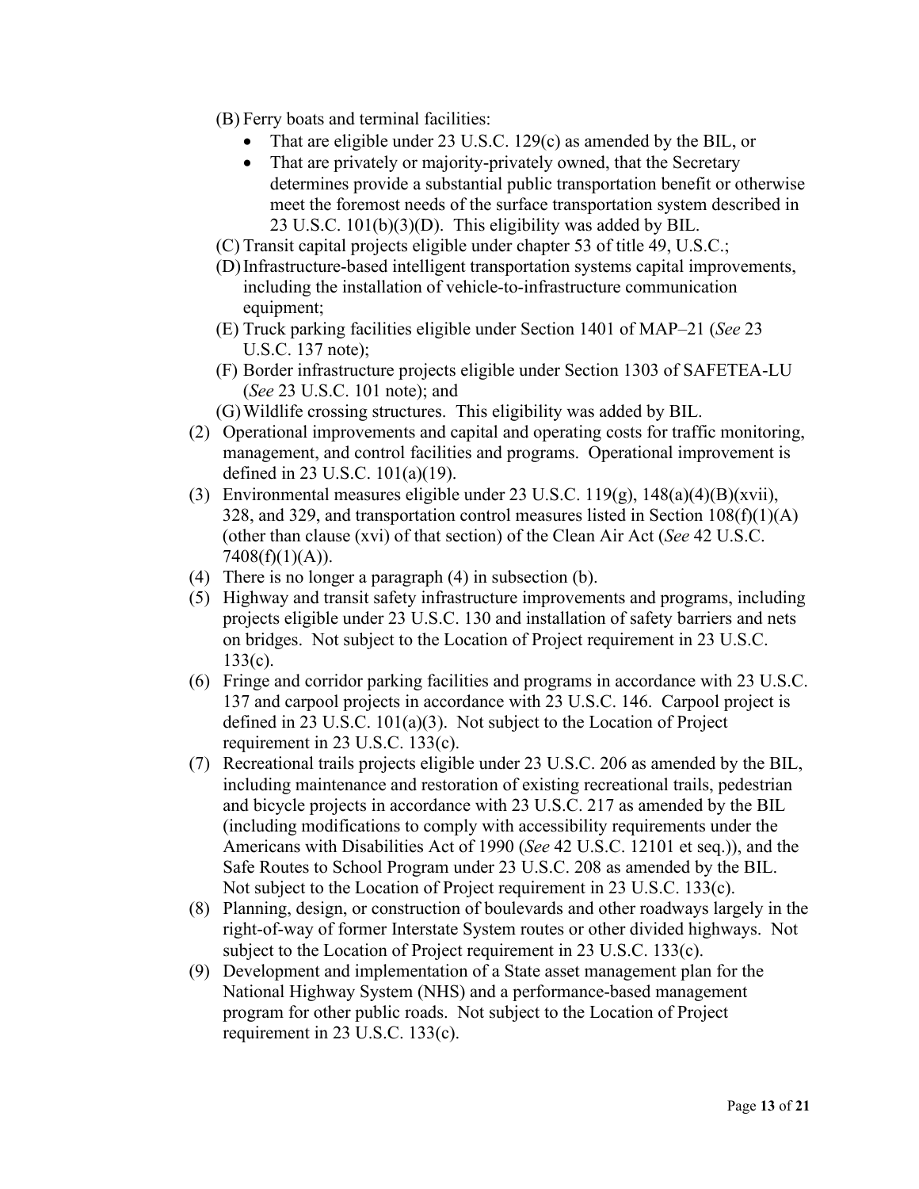(B) Ferry boats and terminal facilities:
   - That are eligible under 23 U.S.C. 129(c) as amended by the BIL, or
   - That are privately or majority-privately owned, that the Secretary determines provide a substantial public transportation benefit or otherwise meet the foremost needs of the surface transportation system described in 23 U.S.C. 101(b)(3)(D). This eligibility was added by BIL.

(C) Transit capital projects eligible under chapter 53 of title 49, U.S.C.;

(D) Infrastructure-based intelligent transportation systems capital improvements, including the installation of vehicle-to-infrastructure communication equipment;

(E) Truck parking facilities eligible under Section 1401 of MAP–21 (*See* 23 U.S.C. 137 note);

(F) Border infrastructure projects eligible under Section 1303 of SAFETEA-LU (*See* 23 U.S.C. 101 note); and

(G) Wildlife crossing structures. This eligibility was added by BIL.

(2) Operational improvements and capital and operating costs for traffic monitoring, management, and control facilities and programs. Operational improvement is defined in 23 U.S.C. 101(a)(19).

(3) Environmental measures eligible under 23 U.S.C. 119(g), 148(a)(4)(B)(xvii), 328, and 329, and transportation control measures listed in Section 108(f)(1)(A) (other than clause (xvi) of that section) of the Clean Air Act (*See* 42 U.S.C. 7408(f)(1)(A)).

(4) There is no longer a paragraph (4) in subsection (b).

(5) Highway and transit safety infrastructure improvements and programs, including projects eligible under 23 U.S.C. 130 and installation of safety barriers and nets on bridges. Not subject to the Location of Project requirement in 23 U.S.C. 133(c).

(6) Fringe and corridor parking facilities and programs in accordance with 23 U.S.C. 137 and carpool projects in accordance with 23 U.S.C. 146. Carpool project is defined in 23 U.S.C. 101(a)(3). Not subject to the Location of Project requirement in 23 U.S.C. 133(c).

(7) Recreational trails projects eligible under 23 U.S.C. 206 as amended by the BIL, including maintenance and restoration of existing recreational trails, pedestrian and bicycle projects in accordance with 23 U.S.C. 217 as amended by the BIL (including modifications to comply with accessibility requirements under the Americans with Disabilities Act of 1990 (*See* 42 U.S.C. 12101 et seq.)), and the Safe Routes to School Program under 23 U.S.C. 208 as amended by the BIL. Not subject to the Location of Project requirement in 23 U.S.C. 133(c).

(8) Planning, design, or construction of boulevards and other roadways largely in the right-of-way of former Interstate System routes or other divided highways. Not subject to the Location of Project requirement in 23 U.S.C. 133(c).

(9) Development and implementation of a State asset management plan for the National Highway System (NHS) and a performance-based management program for other public roads. Not subject to the Location of Project requirement in 23 U.S.C. 133(c).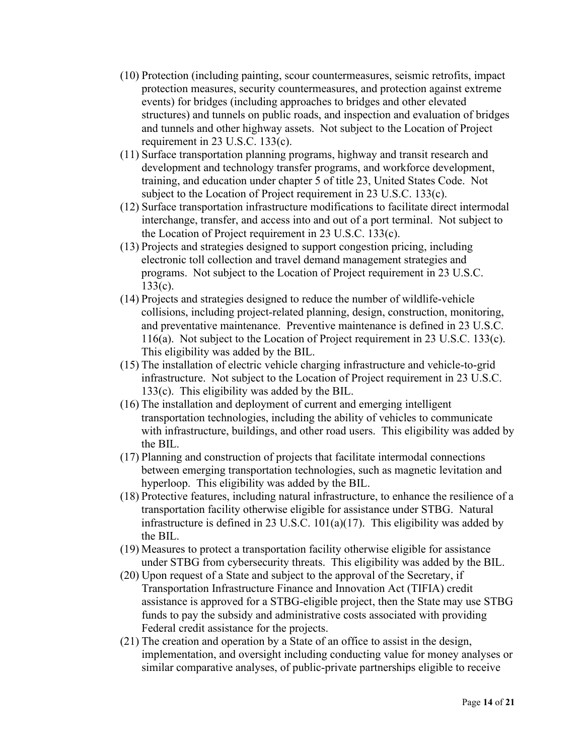(10) Protection (including painting, scour countermeasures, seismic retrofits, impact protection measures, security countermeasures, and protection against extreme events) for bridges (including approaches to bridges and other elevated structures) and tunnels on public roads, and inspection and evaluation of bridges and tunnels and other highway assets. Not subject to the Location of Project requirement in 23 U.S.C. 133(c).

(11) Surface transportation planning programs, highway and transit research and development and technology transfer programs, and workforce development, training, and education under chapter 5 of title 23, United States Code. Not subject to the Location of Project requirement in 23 U.S.C. 133(c).

(12) Surface transportation infrastructure modifications to facilitate direct intermodal interchange, transfer, and access into and out of a port terminal. Not subject to the Location of Project requirement in 23 U.S.C. 133(c).

(13) Projects and strategies designed to support congestion pricing, including electronic toll collection and travel demand management strategies and programs. Not subject to the Location of Project requirement in 23 U.S.C. 133(c).

(14) Projects and strategies designed to reduce the number of wildlife-vehicle collisions, including project-related planning, design, construction, monitoring, and preventative maintenance. Preventive maintenance is defined in 23 U.S.C. 116(a). Not subject to the Location of Project requirement in 23 U.S.C. 133(c). This eligibility was added by the BIL.

(15) The installation of electric vehicle charging infrastructure and vehicle-to-grid infrastructure. Not subject to the Location of Project requirement in 23 U.S.C. 133(c). This eligibility was added by the BIL.

(16) The installation and deployment of current and emerging intelligent transportation technologies, including the ability of vehicles to communicate with infrastructure, buildings, and other road users. This eligibility was added by the BIL.

(17) Planning and construction of projects that facilitate intermodal connections between emerging transportation technologies, such as magnetic levitation and hyperloop. This eligibility was added by the BIL.

(18) Protective features, including natural infrastructure, to enhance the resilience of a transportation facility otherwise eligible for assistance under STBG. Natural infrastructure is defined in 23 U.S.C. 101(a)(17). This eligibility was added by the BIL.

(19) Measures to protect a transportation facility otherwise eligible for assistance under STBG from cybersecurity threats. This eligibility was added by the BIL.

(20) Upon request of a State and subject to the approval of the Secretary, if Transportation Infrastructure Finance and Innovation Act (TIFIA) credit assistance is approved for a STBG-eligible project, then the State may use STBG funds to pay the subsidy and administrative costs associated with providing Federal credit assistance for the projects.

(21) The creation and operation by a State of an office to assist in the design, implementation, and oversight including conducting value for money analyses or similar comparative analyses, of public-private partnerships eligible to receive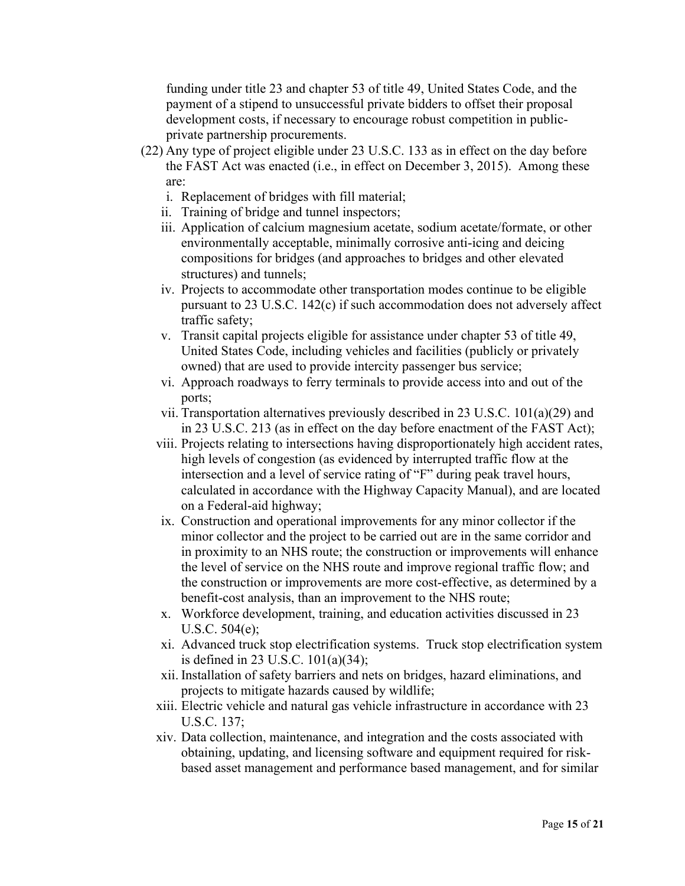funding under title 23 and chapter 53 of title 49, United States Code, and the payment of a stipend to unsuccessful private bidders to offset their proposal development costs, if necessary to encourage robust competition in public-private partnership procurements.

(22) Any type of project eligible under 23 U.S.C. 133 as in effect on the day before the FAST Act was enacted (i.e., in effect on December 3, 2015). Among these are:

- i. Replacement of bridges with fill material;
- ii. Training of bridge and tunnel inspectors;
- iii. Application of calcium magnesium acetate, sodium acetate/formate, or other environmentally acceptable, minimally corrosive anti-icing and deicing compositions for bridges (and approaches to bridges and other elevated structures) and tunnels;
- iv. Projects to accommodate other transportation modes continue to be eligible pursuant to 23 U.S.C. 142(c) if such accommodation does not adversely affect traffic safety;
- v. Transit capital projects eligible for assistance under chapter 53 of title 49, United States Code, including vehicles and facilities (publicly or privately owned) that are used to provide intercity passenger bus service;
- vi. Approach roadways to ferry terminals to provide access into and out of the ports;
- vii. Transportation alternatives previously described in 23 U.S.C. 101(a)(29) and in 23 U.S.C. 213 (as in effect on the day before enactment of the FAST Act);
- viii. Projects relating to intersections having disproportionately high accident rates, high levels of congestion (as evidenced by interrupted traffic flow at the intersection and a level of service rating of "F" during peak travel hours, calculated in accordance with the Highway Capacity Manual), and are located on a Federal-aid highway;
- ix. Construction and operational improvements for any minor collector if the minor collector and the project to be carried out are in the same corridor and in proximity to an NHS route; the construction or improvements will enhance the level of service on the NHS route and improve regional traffic flow; and the construction or improvements are more cost-effective, as determined by a benefit-cost analysis, than an improvement to the NHS route;
- x. Workforce development, training, and education activities discussed in 23 U.S.C. 504(e);
- xi. Advanced truck stop electrification systems. Truck stop electrification system is defined in 23 U.S.C. 101(a)(34);
- xii. Installation of safety barriers and nets on bridges, hazard eliminations, and projects to mitigate hazards caused by wildlife;
- xiii. Electric vehicle and natural gas vehicle infrastructure in accordance with 23 U.S.C. 137;
- xiv. Data collection, maintenance, and integration and the costs associated with obtaining, updating, and licensing software and equipment required for risk-based asset management and performance based management, and for similar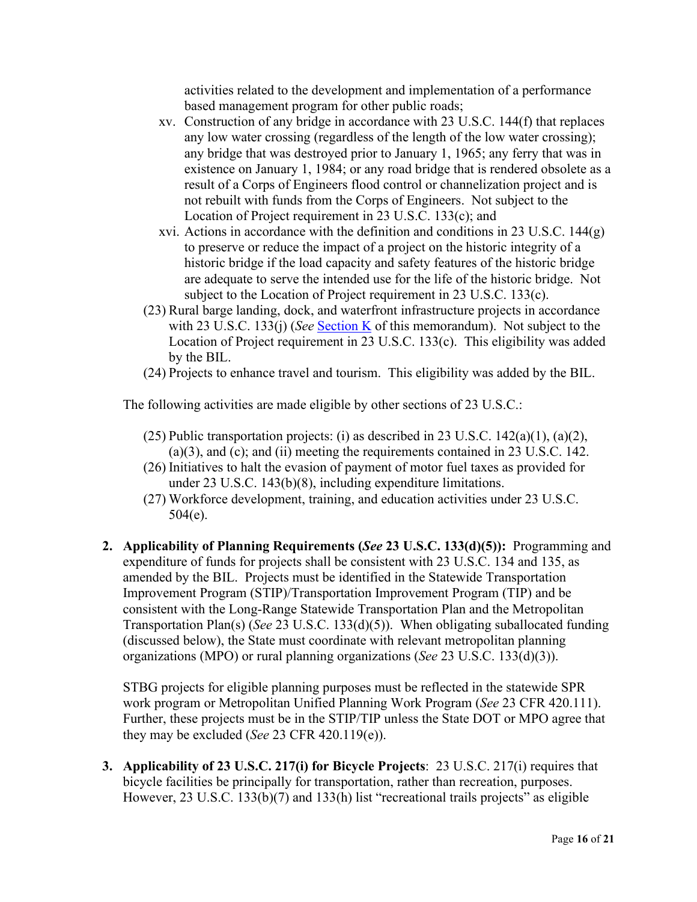activities related to the development and implementation of a performance based management program for other public roads;

xv. Construction of any bridge in accordance with 23 U.S.C. 144(f) that replaces any low water crossing (regardless of the length of the low water crossing); any bridge that was destroyed prior to January 1, 1965; any ferry that was in existence on January 1, 1984; or any road bridge that is rendered obsolete as a result of a Corps of Engineers flood control or channelization project and is not rebuilt with funds from the Corps of Engineers. Not subject to the Location of Project requirement in 23 U.S.C. 133(c); and

xvi. Actions in accordance with the definition and conditions in 23 U.S.C. 144(g) to preserve or reduce the impact of a project on the historic integrity of a historic bridge if the load capacity and safety features of the historic bridge are adequate to serve the intended use for the life of the historic bridge. Not subject to the Location of Project requirement in 23 U.S.C. 133(c).

(23) Rural barge landing, dock, and waterfront infrastructure projects in accordance with 23 U.S.C. 133(j) (*See* Section K of this memorandum). Not subject to the Location of Project requirement in 23 U.S.C. 133(c). This eligibility was added by the BIL.

(24) Projects to enhance travel and tourism. This eligibility was added by the BIL.

The following activities are made eligible by other sections of 23 U.S.C.:

(25) Public transportation projects: (i) as described in 23 U.S.C. 142(a)(1), (a)(2), (a)(3), and (c); and (ii) meeting the requirements contained in 23 U.S.C. 142.

(26) Initiatives to halt the evasion of payment of motor fuel taxes as provided for under 23 U.S.C. 143(b)(8), including expenditure limitations.

(27) Workforce development, training, and education activities under 23 U.S.C. 504(e).

2. **Applicability of Planning Requirements (*See* 23 U.S.C. 133(d)(5)):** Programming and expenditure of funds for projects shall be consistent with 23 U.S.C. 134 and 135, as amended by the BIL. Projects must be identified in the Statewide Transportation Improvement Program (STIP)/Transportation Improvement Program (TIP) and be consistent with the Long-Range Statewide Transportation Plan and the Metropolitan Transportation Plan(s) (*See* 23 U.S.C. 133(d)(5)). When obligating suballocated funding (discussed below), the State must coordinate with relevant metropolitan planning organizations (MPO) or rural planning organizations (*See* 23 U.S.C. 133(d)(3)).

   STBG projects for eligible planning purposes must be reflected in the statewide SPR work program or Metropolitan Unified Planning Work Program (*See* 23 CFR 420.111). Further, these projects must be in the STIP/TIP unless the State DOT or MPO agree that they may be excluded (*See* 23 CFR 420.119(e)).

3. **Applicability of 23 U.S.C. 217(i) for Bicycle Projects**: 23 U.S.C. 217(i) requires that bicycle facilities be principally for transportation, rather than recreation, purposes. However, 23 U.S.C. 133(b)(7) and 133(h) list "recreational trails projects" as eligible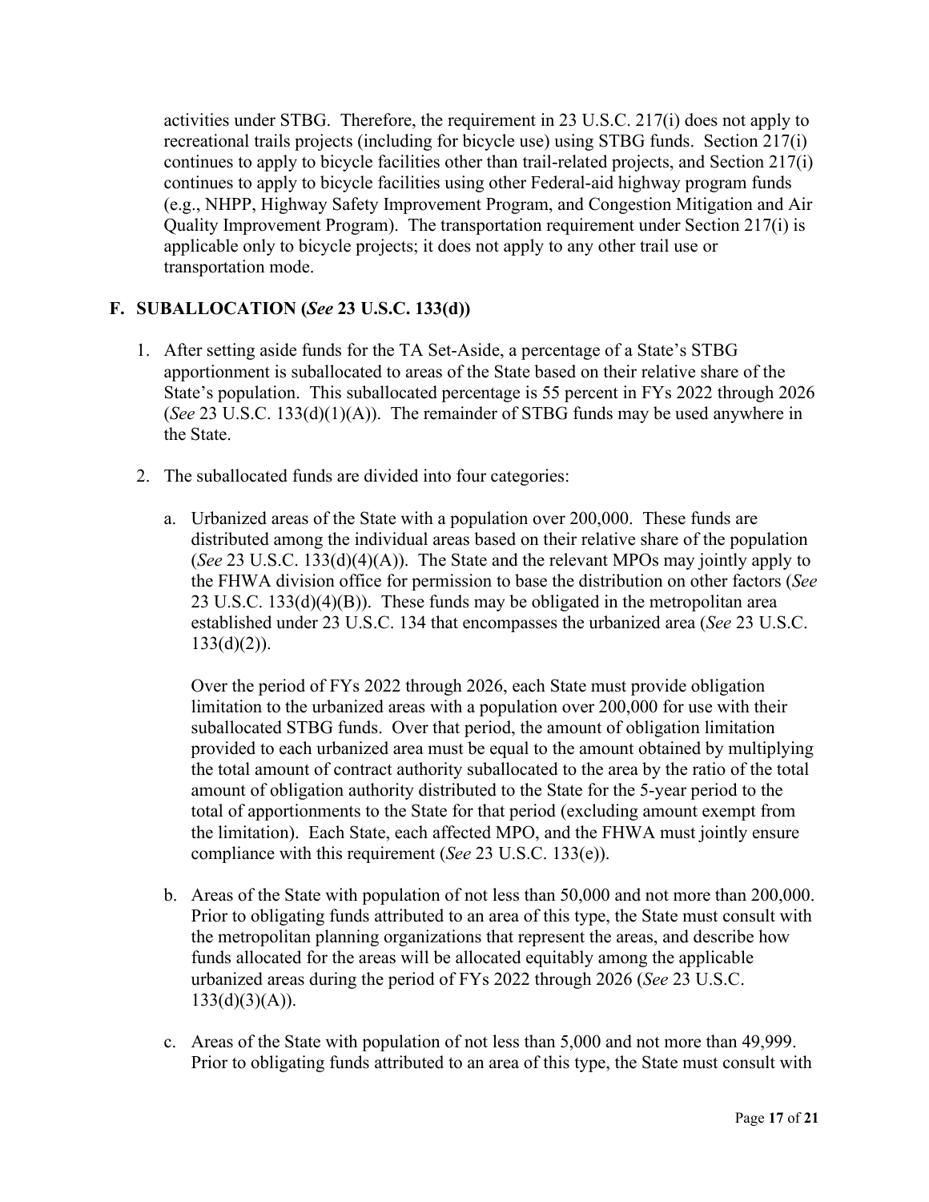activities under STBG. Therefore, the requirement in 23 U.S.C. 217(i) does not apply to recreational trails projects (including for bicycle use) using STBG funds. Section 217(i) continues to apply to bicycle facilities other than trail-related projects, and Section 217(i) continues to apply to bicycle facilities using other Federal-aid highway program funds (e.g., NHPP, Highway Safety Improvement Program, and Congestion Mitigation and Air Quality Improvement Program). The transportation requirement under Section 217(i) is applicable only to bicycle projects; it does not apply to any other trail use or transportation mode.

## F. SUBALLOCATION (*See* 23 U.S.C. 133(d))

1. After setting aside funds for the TA Set-Aside, a percentage of a State's STBG apportionment is suballocated to areas of the State based on their relative share of the State's population. This suballocated percentage is 55 percent in FYs 2022 through 2026 (*See* 23 U.S.C. 133(d)(1)(A)). The remainder of STBG funds may be used anywhere in the State.

2. The suballocated funds are divided into four categories:

   a. Urbanized areas of the State with a population over 200,000. These funds are distributed among the individual areas based on their relative share of the population (*See* 23 U.S.C. 133(d)(4)(A)). The State and the relevant MPOs may jointly apply to the FHWA division office for permission to base the distribution on other factors (*See* 23 U.S.C. 133(d)(4)(B)). These funds may be obligated in the metropolitan area established under 23 U.S.C. 134 that encompasses the urbanized area (*See* 23 U.S.C. 133(d)(2)).

      Over the period of FYs 2022 through 2026, each State must provide obligation limitation to the urbanized areas with a population over 200,000 for use with their suballocated STBG funds. Over that period, the amount of obligation limitation provided to each urbanized area must be equal to the amount obtained by multiplying the total amount of contract authority suballocated to the area by the ratio of the total amount of obligation authority distributed to the State for the 5-year period to the total of apportionments to the State for that period (excluding amount exempt from the limitation). Each State, each affected MPO, and the FHWA must jointly ensure compliance with this requirement (*See* 23 U.S.C. 133(e)).

   b. Areas of the State with population of not less than 50,000 and not more than 200,000. Prior to obligating funds attributed to an area of this type, the State must consult with the metropolitan planning organizations that represent the areas, and describe how funds allocated for the areas will be allocated equitably among the applicable urbanized areas during the period of FYs 2022 through 2026 (*See* 23 U.S.C. 133(d)(3)(A)).

   c. Areas of the State with population of not less than 5,000 and not more than 49,999. Prior to obligating funds attributed to an area of this type, the State must consult with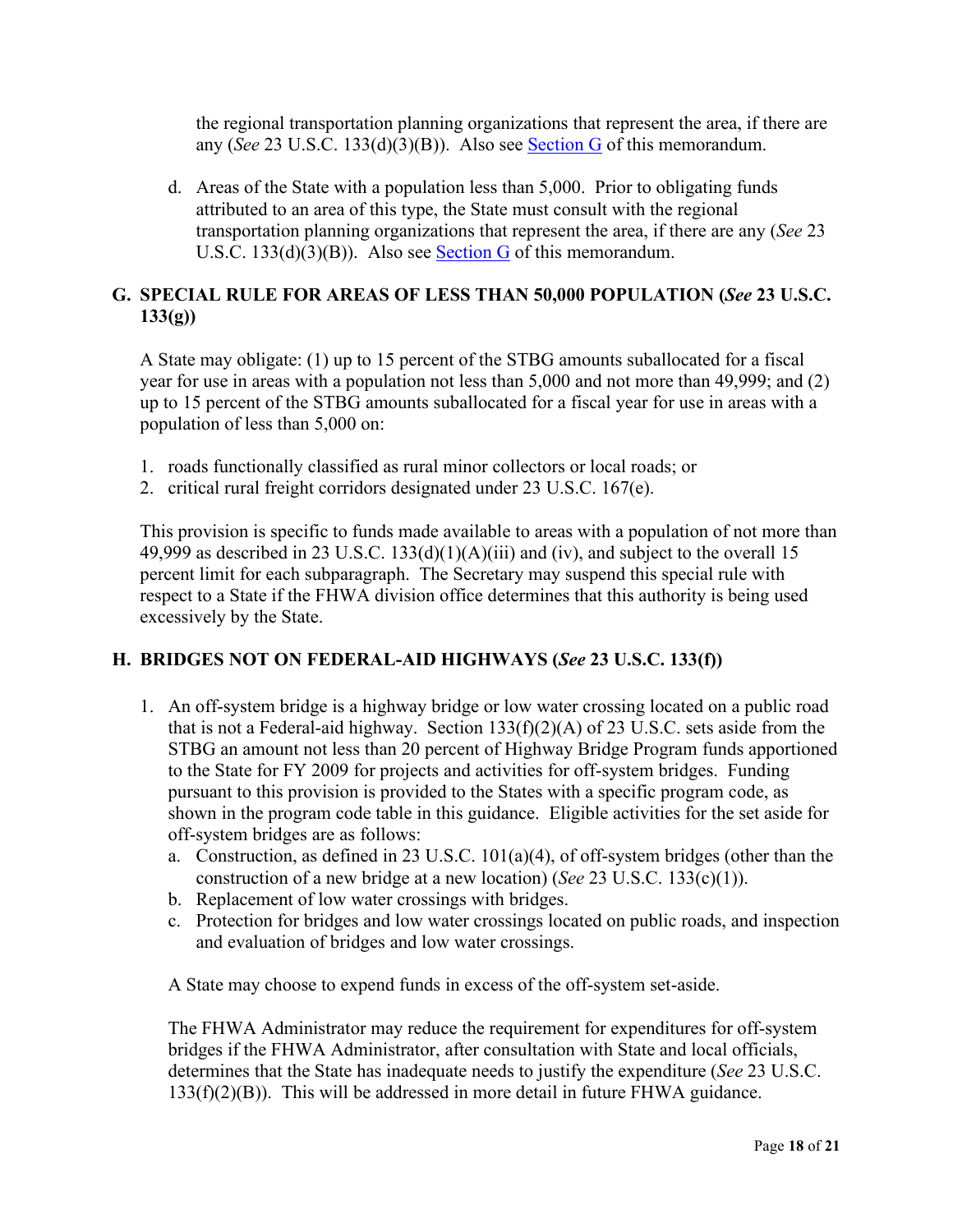the regional transportation planning organizations that represent the area, if there are any (*See* 23 U.S.C. 133(d)(3)(B)). Also see [Section G](#) of this memorandum.

d. Areas of the State with a population less than 5,000. Prior to obligating funds attributed to an area of this type, the State must consult with the regional transportation planning organizations that represent the area, if there are any (*See* 23 U.S.C. 133(d)(3)(B)). Also see [Section G](#) of this memorandum.

## G. SPECIAL RULE FOR AREAS OF LESS THAN 50,000 POPULATION (*See* 23 U.S.C. 133(g))

A State may obligate: (1) up to 15 percent of the STBG amounts suballocated for a fiscal year for use in areas with a population not less than 5,000 and not more than 49,999; and (2) up to 15 percent of the STBG amounts suballocated for a fiscal year for use in areas with a population of less than 5,000 on:

1. roads functionally classified as rural minor collectors or local roads; or
2. critical rural freight corridors designated under 23 U.S.C. 167(e).

This provision is specific to funds made available to areas with a population of not more than 49,999 as described in 23 U.S.C. 133(d)(1)(A)(iii) and (iv), and subject to the overall 15 percent limit for each subparagraph. The Secretary may suspend this special rule with respect to a State if the FHWA division office determines that this authority is being used excessively by the State.

## H. BRIDGES NOT ON FEDERAL-AID HIGHWAYS (*See* 23 U.S.C. 133(f))

1. An off-system bridge is a highway bridge or low water crossing located on a public road that is not a Federal-aid highway. Section 133(f)(2)(A) of 23 U.S.C. sets aside from the STBG an amount not less than 20 percent of Highway Bridge Program funds apportioned to the State for FY 2009 for projects and activities for off-system bridges. Funding pursuant to this provision is provided to the States with a specific program code, as shown in the program code table in this guidance. Eligible activities for the set aside for off-system bridges are as follows:
   a. Construction, as defined in 23 U.S.C. 101(a)(4), of off-system bridges (other than the construction of a new bridge at a new location) (*See* 23 U.S.C. 133(c)(1)).
   b. Replacement of low water crossings with bridges.
   c. Protection for bridges and low water crossings located on public roads, and inspection and evaluation of bridges and low water crossings.

   A State may choose to expend funds in excess of the off-system set-aside.

   The FHWA Administrator may reduce the requirement for expenditures for off-system bridges if the FHWA Administrator, after consultation with State and local officials, determines that the State has inadequate needs to justify the expenditure (*See* 23 U.S.C. 133(f)(2)(B)). This will be addressed in more detail in future FHWA guidance.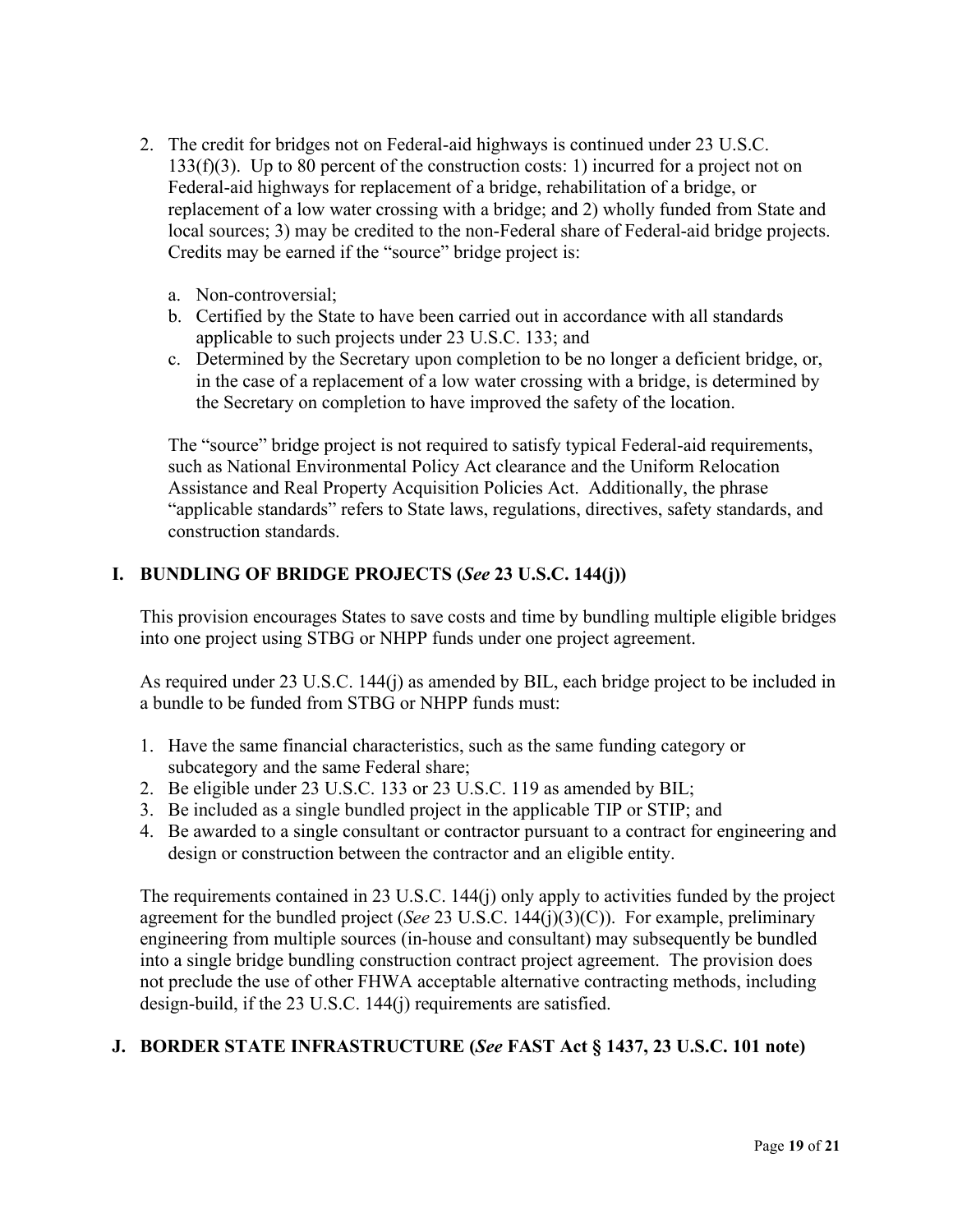2. The credit for bridges not on Federal-aid highways is continued under 23 U.S.C. 133(f)(3). Up to 80 percent of the construction costs: 1) incurred for a project not on Federal-aid highways for replacement of a bridge, rehabilitation of a bridge, or replacement of a low water crossing with a bridge; and 2) wholly funded from State and local sources; 3) may be credited to the non-Federal share of Federal-aid bridge projects. Credits may be earned if the "source" bridge project is:

   a. Non-controversial;
   b. Certified by the State to have been carried out in accordance with all standards applicable to such projects under 23 U.S.C. 133; and
   c. Determined by the Secretary upon completion to be no longer a deficient bridge, or, in the case of a replacement of a low water crossing with a bridge, is determined by the Secretary on completion to have improved the safety of the location.

   The "source" bridge project is not required to satisfy typical Federal-aid requirements, such as National Environmental Policy Act clearance and the Uniform Relocation Assistance and Real Property Acquisition Policies Act. Additionally, the phrase "applicable standards" refers to State laws, regulations, directives, safety standards, and construction standards.

## I. BUNDLING OF BRIDGE PROJECTS (*See* 23 U.S.C. 144(j))

This provision encourages States to save costs and time by bundling multiple eligible bridges into one project using STBG or NHPP funds under one project agreement.

As required under 23 U.S.C. 144(j) as amended by BIL, each bridge project to be included in a bundle to be funded from STBG or NHPP funds must:

1. Have the same financial characteristics, such as the same funding category or subcategory and the same Federal share;
2. Be eligible under 23 U.S.C. 133 or 23 U.S.C. 119 as amended by BIL;
3. Be included as a single bundled project in the applicable TIP or STIP; and
4. Be awarded to a single consultant or contractor pursuant to a contract for engineering and design or construction between the contractor and an eligible entity.

The requirements contained in 23 U.S.C. 144(j) only apply to activities funded by the project agreement for the bundled project (*See* 23 U.S.C. 144(j)(3)(C)). For example, preliminary engineering from multiple sources (in-house and consultant) may subsequently be bundled into a single bridge bundling construction contract project agreement. The provision does not preclude the use of other FHWA acceptable alternative contracting methods, including design-build, if the 23 U.S.C. 144(j) requirements are satisfied.

## J. BORDER STATE INFRASTRUCTURE (*See* FAST Act § 1437, 23 U.S.C. 101 note)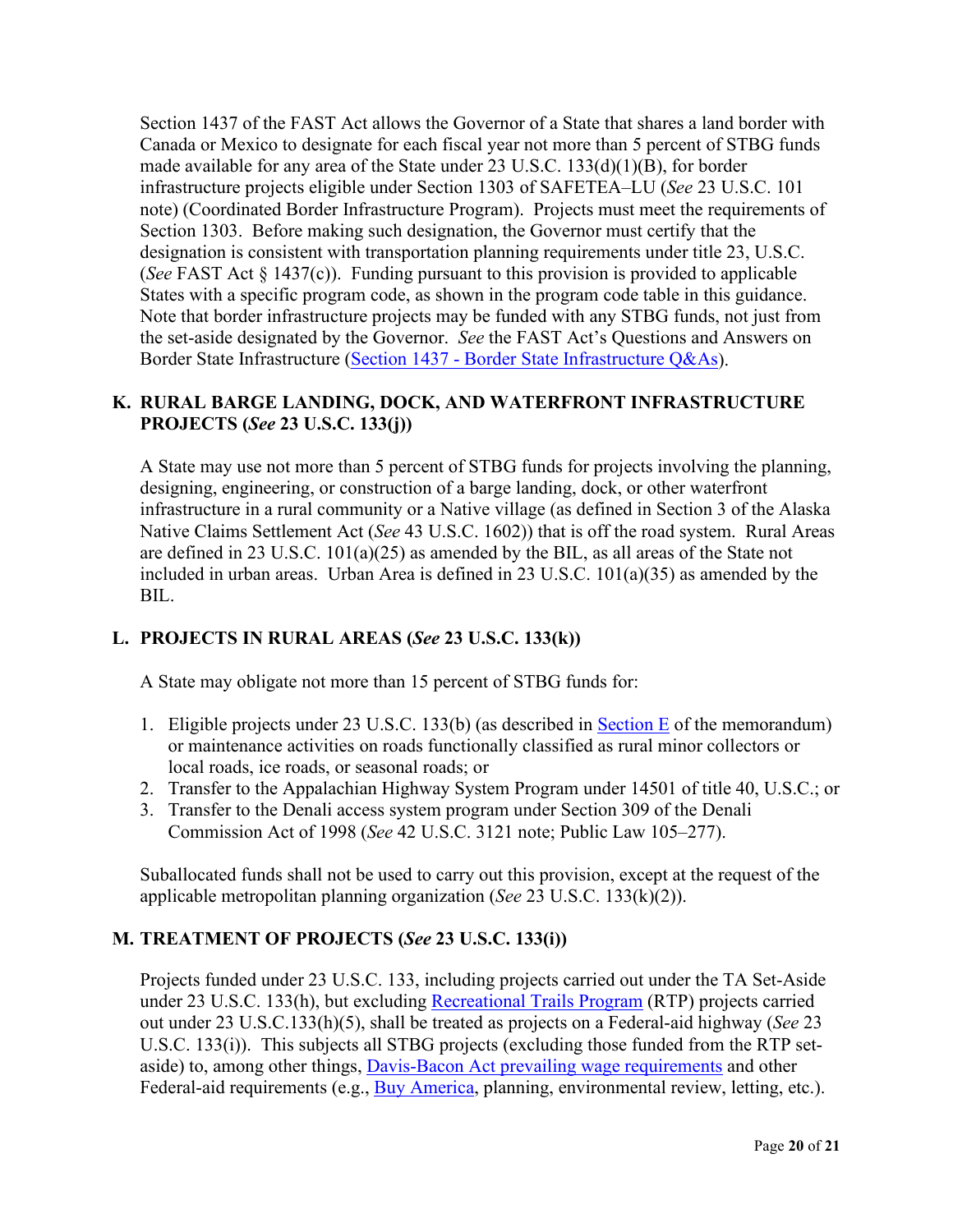Section 1437 of the FAST Act allows the Governor of a State that shares a land border with Canada or Mexico to designate for each fiscal year not more than 5 percent of STBG funds made available for any area of the State under 23 U.S.C. 133(d)(1)(B), for border infrastructure projects eligible under Section 1303 of SAFETEA–LU (*See* 23 U.S.C. 101 note) (Coordinated Border Infrastructure Program). Projects must meet the requirements of Section 1303. Before making such designation, the Governor must certify that the designation is consistent with transportation planning requirements under title 23, U.S.C. (*See* FAST Act § 1437(c)). Funding pursuant to this provision is provided to applicable States with a specific program code, as shown in the program code table in this guidance. Note that border infrastructure projects may be funded with any STBG funds, not just from the set-aside designated by the Governor. *See* the FAST Act's Questions and Answers on Border State Infrastructure (Section 1437 - Border State Infrastructure Q&As).

## K. RURAL BARGE LANDING, DOCK, AND WATERFRONT INFRASTRUCTURE PROJECTS (*See* 23 U.S.C. 133(j))

A State may use not more than 5 percent of STBG funds for projects involving the planning, designing, engineering, or construction of a barge landing, dock, or other waterfront infrastructure in a rural community or a Native village (as defined in Section 3 of the Alaska Native Claims Settlement Act (*See* 43 U.S.C. 1602)) that is off the road system. Rural Areas are defined in 23 U.S.C. 101(a)(25) as amended by the BIL, as all areas of the State not included in urban areas. Urban Area is defined in 23 U.S.C. 101(a)(35) as amended by the BIL.

## L. PROJECTS IN RURAL AREAS (*See* 23 U.S.C. 133(k))

A State may obligate not more than 15 percent of STBG funds for:

1. Eligible projects under 23 U.S.C. 133(b) (as described in Section E of the memorandum) or maintenance activities on roads functionally classified as rural minor collectors or local roads, ice roads, or seasonal roads; or
2. Transfer to the Appalachian Highway System Program under 14501 of title 40, U.S.C.; or
3. Transfer to the Denali access system program under Section 309 of the Denali Commission Act of 1998 (*See* 42 U.S.C. 3121 note; Public Law 105–277).

Suballocated funds shall not be used to carry out this provision, except at the request of the applicable metropolitan planning organization (*See* 23 U.S.C. 133(k)(2)).

## M. TREATMENT OF PROJECTS (*See* 23 U.S.C. 133(i))

Projects funded under 23 U.S.C. 133, including projects carried out under the TA Set-Aside under 23 U.S.C. 133(h), but excluding Recreational Trails Program (RTP) projects carried out under 23 U.S.C.133(h)(5), shall be treated as projects on a Federal-aid highway (*See* 23 U.S.C. 133(i)). This subjects all STBG projects (excluding those funded from the RTP set-aside) to, among other things, Davis-Bacon Act prevailing wage requirements and other Federal-aid requirements (e.g., Buy America, planning, environmental review, letting, etc.).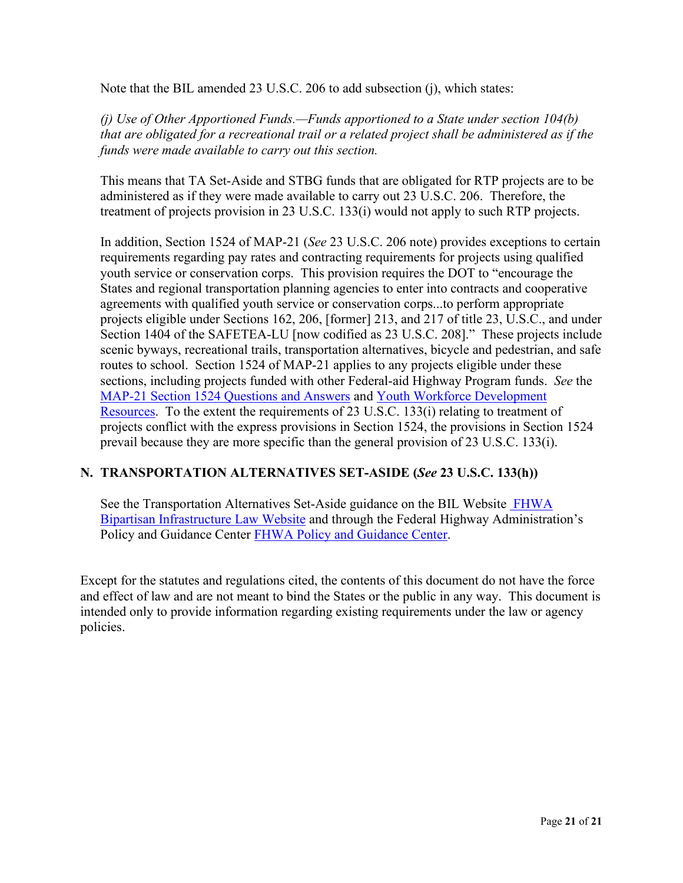Note that the BIL amended 23 U.S.C. 206 to add subsection (j), which states:

*(j) Use of Other Apportioned Funds.—Funds apportioned to a State under section 104(b) that are obligated for a recreational trail or a related project shall be administered as if the funds were made available to carry out this section.*

This means that TA Set-Aside and STBG funds that are obligated for RTP projects are to be administered as if they were made available to carry out 23 U.S.C. 206. Therefore, the treatment of projects provision in 23 U.S.C. 133(i) would not apply to such RTP projects.

In addition, Section 1524 of MAP-21 (*See* 23 U.S.C. 206 note) provides exceptions to certain requirements regarding pay rates and contracting requirements for projects using qualified youth service or conservation corps. This provision requires the DOT to "encourage the States and regional transportation planning agencies to enter into contracts and cooperative agreements with qualified youth service or conservation corps...to perform appropriate projects eligible under Sections 162, 206, [former] 213, and 217 of title 23, U.S.C., and under Section 1404 of the SAFETEA-LU [now codified as 23 U.S.C. 208]." These projects include scenic byways, recreational trails, transportation alternatives, bicycle and pedestrian, and safe routes to school. Section 1524 of MAP-21 applies to any projects eligible under these sections, including projects funded with other Federal-aid Highway Program funds. *See* the MAP-21 Section 1524 Questions and Answers and Youth Workforce Development Resources. To the extent the requirements of 23 U.S.C. 133(i) relating to treatment of projects conflict with the express provisions in Section 1524, the provisions in Section 1524 prevail because they are more specific than the general provision of 23 U.S.C. 133(i).

## N. TRANSPORTATION ALTERNATIVES SET-ASIDE (*See* 23 U.S.C. 133(h))

See the Transportation Alternatives Set-Aside guidance on the BIL Website FHWA Bipartisan Infrastructure Law Website and through the Federal Highway Administration's Policy and Guidance Center FHWA Policy and Guidance Center.

Except for the statutes and regulations cited, the contents of this document do not have the force and effect of law and are not meant to bind the States or the public in any way. This document is intended only to provide information regarding existing requirements under the law or agency policies.